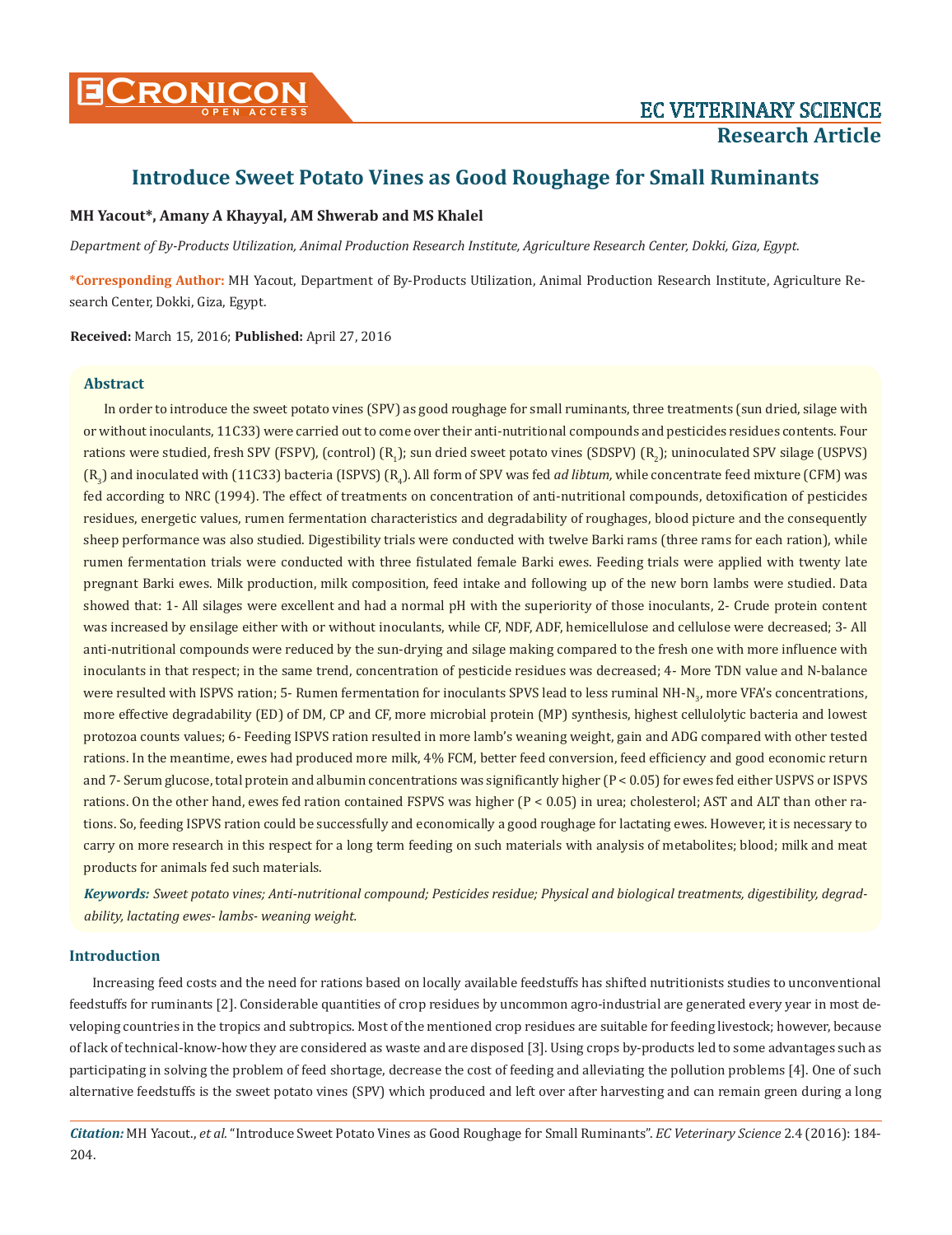# Introduce Sweet Potato Vines as Good Roughage for Small Ruminants

**MH Yacout\*, Amany A Khayyal, AM Shwerab and MS Khalel**

*Department of By-Products Utilization, Animal Production Research Institute, Agriculture Research Center, Dokki, Giza, Egypt.*

**\*Corresponding Author:** MH Yacout, Department of By-Products Utilization, Animal Production Research Institute, Agriculture Research Center, Dokki, Giza, Egypt.

**Received:** March 15, 2016; **Published:** April 27, 2016

## Abstract

In order to introduce the sweet potato vines (SPV) as good roughage for small ruminants, three treatments (sun dried, silage with or without inoculants, 11C33) were carried out to come over their anti-nutritional compounds and pesticides residues contents. Four rations were studied, fresh SPV (FSPV), (control) ($R_1$); sun dried sweet potato vines (SDSPV) ($R_2$); uninoculated SPV silage (USPVS) ($R_3$) and inoculated with (11C33) bacteria (ISPVS) ($R_4$). All form of SPV was fed *ad libtum,* while concentrate feed mixture (CFM) was fed according to NRC (1994). The effect of treatments on concentration of anti-nutritional compounds, detoxification of pesticides residues, energetic values, rumen fermentation characteristics and degradability of roughages, blood picture and the consequently sheep performance was also studied. Digestibility trials were conducted with twelve Barki rams (three rams for each ration), while rumen fermentation trials were conducted with three fistulated female Barki ewes. Feeding trials were applied with twenty late pregnant Barki ewes. Milk production, milk composition, feed intake and following up of the new born lambs were studied. Data showed that: 1- All silages were excellent and had a normal pH with the superiority of those inoculants, 2- Crude protein content was increased by ensilage either with or without inoculants, while CF, NDF, ADF, hemicellulose and cellulose were decreased; 3- All anti-nutritional compounds were reduced by the sun-drying and silage making compared to the fresh one with more influence with inoculants in that respect; in the same trend, concentration of pesticide residues was decreased; 4- More TDN value and N-balance were resulted with ISPVS ration; 5- Rumen fermentation for inoculants SPVS lead to less ruminal $NH\text{-}N_3$, more VFA's concentrations, more effective degradability (ED) of DM, CP and CF, more microbial protein (MP) synthesis, highest cellulolytic bacteria and lowest protozoa counts values; 6- Feeding ISPVS ration resulted in more lamb's weaning weight, gain and ADG compared with other tested rations. In the meantime, ewes had produced more milk, 4% FCM, better feed conversion, feed efficiency and good economic return and 7- Serum glucose, total protein and albumin concentrations was significantly higher ($P < 0.05$) for ewes fed either USPVS or ISPVS rations. On the other hand, ewes fed ration contained FSPVS was higher ($P < 0.05$) in urea; cholesterol; AST and ALT than other rations. So, feeding ISPVS ration could be successfully and economically a good roughage for lactating ewes. However, it is necessary to carry on more research in this respect for a long term feeding on such materials with analysis of metabolites; blood; milk and meat products for animals fed such materials.

***Keywords:*** *Sweet potato vines; Anti-nutritional compound; Pesticides residue; Physical and biological treatments, digestibility, degradability, lactating ewes- lambs- weaning weight.*

## Introduction

Increasing feed costs and the need for rations based on locally available feedstuffs has shifted nutritionists studies to unconventional feedstuffs for ruminants [2]. Considerable quantities of crop residues by uncommon agro-industrial are generated every year in most developing countries in the tropics and subtropics. Most of the mentioned crop residues are suitable for feeding livestock; however, because of lack of technical-know-how they are considered as waste and are disposed [3]. Using crops by-products led to some advantages such as participating in solving the problem of feed shortage, decrease the cost of feeding and alleviating the pollution problems [4]. One of such alternative feedstuffs is the sweet potato vines (SPV) which produced and left over after harvesting and can remain green during a long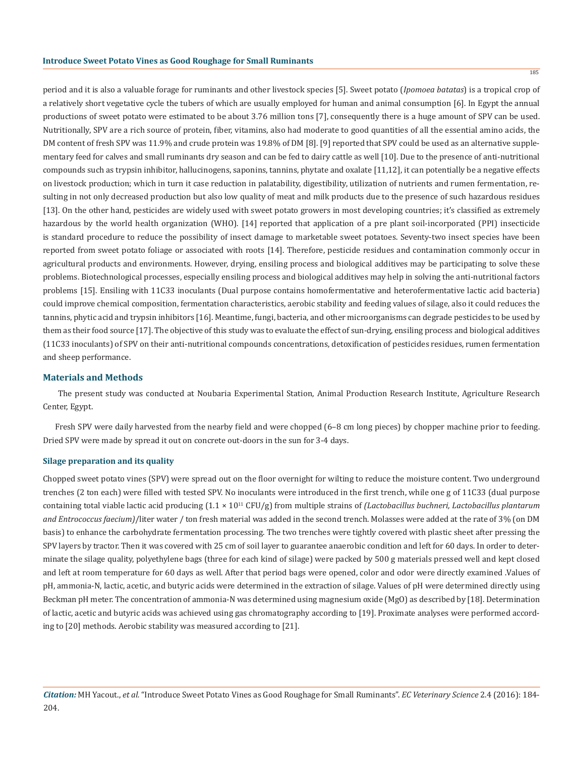period and it is also a valuable forage for ruminants and other livestock species [5]. Sweet potato (*Ipomoea batatas*) is a tropical crop of a relatively short vegetative cycle the tubers of which are usually employed for human and animal consumption [6]. In Egypt the annual productions of sweet potato were estimated to be about 3.76 million tons [7], consequently there is a huge amount of SPV can be used. Nutritionally, SPV are a rich source of protein, fiber, vitamins, also had moderate to good quantities of all the essential amino acids, the DM content of fresh SPV was 11.9% and crude protein was 19.8% of DM [8]. [9] reported that SPV could be used as an alternative supplementary feed for calves and small ruminants dry season and can be fed to dairy cattle as well [10]. Due to the presence of anti-nutritional compounds such as trypsin inhibitor, hallucinogens, saponins, tannins, phytate and oxalate [11,12], it can potentially be a negative effects on livestock production; which in turn it case reduction in palatability, digestibility, utilization of nutrients and rumen fermentation, resulting in not only decreased production but also low quality of meat and milk products due to the presence of such hazardous residues [13]. On the other hand, pesticides are widely used with sweet potato growers in most developing countries; it's classified as extremely hazardous by the world health organization (WHO). [14] reported that application of a pre plant soil-incorporated (PPI) insecticide is standard procedure to reduce the possibility of insect damage to marketable sweet potatoes. Seventy-two insect species have been reported from sweet potato foliage or associated with roots [14]. Therefore, pesticide residues and contamination commonly occur in agricultural products and environments. However, drying, ensiling process and biological additives may be participating to solve these problems. Biotechnological processes, especially ensiling process and biological additives may help in solving the anti-nutritional factors problems [15]. Ensiling with 11C33 inoculants (Dual purpose contains homofermentative and heterofermentative lactic acid bacteria) could improve chemical composition, fermentation characteristics, aerobic stability and feeding values of silage, also it could reduces the tannins, phytic acid and trypsin inhibitors [16]. Meantime, fungi, bacteria, and other microorganisms can degrade pesticides to be used by them as their food source [17]. The objective of this study was to evaluate the effect of sun-drying, ensiling process and biological additives (11C33 inoculants) of SPV on their anti-nutritional compounds concentrations, detoxification of pesticides residues, rumen fermentation and sheep performance.

## Materials and Methods

The present study was conducted at Noubaria Experimental Station, Animal Production Research Institute, Agriculture Research Center, Egypt.

Fresh SPV were daily harvested from the nearby field and were chopped (6–8 cm long pieces) by chopper machine prior to feeding. Dried SPV were made by spread it out on concrete out-doors in the sun for 3-4 days.

### Silage preparation and its quality

Chopped sweet potato vines (SPV) were spread out on the floor overnight for wilting to reduce the moisture content. Two underground trenches (2 ton each) were filled with tested SPV. No inoculants were introduced in the first trench, while one g of 11C33 (dual purpose containing total viable lactic acid producing ($1.1 \times 10^{11}$ CFU/g) from multiple strains of *(Lactobacillus buchneri, Lactobacillus plantarum and Entrococcus faecium)*/liter water / ton fresh material was added in the second trench. Molasses were added at the rate of 3% (on DM basis) to enhance the carbohydrate fermentation processing. The two trenches were tightly covered with plastic sheet after pressing the SPV layers by tractor. Then it was covered with 25 cm of soil layer to guarantee anaerobic condition and left for 60 days. In order to determinate the silage quality, polyethylene bags (three for each kind of silage) were packed by 500 g materials pressed well and kept closed and left at room temperature for 60 days as well. After that period bags were opened, color and odor were directly examined .Values of pH, ammonia-N, lactic, acetic, and butyric acids were determined in the extraction of silage. Values of pH were determined directly using Beckman pH meter. The concentration of ammonia-N was determined using magnesium oxide (MgO) as described by [18]. Determination of lactic, acetic and butyric acids was achieved using gas chromatography according to [19]. Proximate analyses were performed according to [20] methods. Aerobic stability was measured according to [21].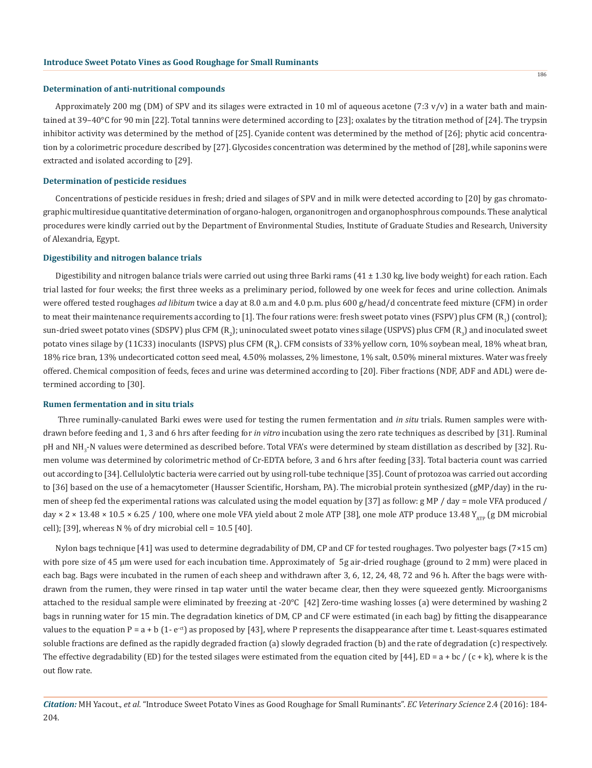### Determination of anti-nutritional compounds

Approximately 200 mg (DM) of SPV and its silages were extracted in 10 ml of aqueous acetone (7:3 v/v) in a water bath and maintained at 39–40°C for 90 min [22]. Total tannins were determined according to [23]; oxalates by the titration method of [24]. The trypsin inhibitor activity was determined by the method of [25]. Cyanide content was determined by the method of [26]; phytic acid concentration by a colorimetric procedure described by [27]. Glycosides concentration was determined by the method of [28], while saponins were extracted and isolated according to [29].

### Determination of pesticide residues

Concentrations of pesticide residues in fresh; dried and silages of SPV and in milk were detected according to [20] by gas chromatographic multiresidue quantitative determination of organo-halogen, organonitrogen and organophosphrous compounds. These analytical procedures were kindly carried out by the Department of Environmental Studies, Institute of Graduate Studies and Research, University of Alexandria, Egypt.

### Digestibility and nitrogen balance trials

Digestibility and nitrogen balance trials were carried out using three Barki rams (41 ± 1.30 kg, live body weight) for each ration. Each trial lasted for four weeks; the first three weeks as a preliminary period, followed by one week for feces and urine collection. Animals were offered tested roughages *ad libitum* twice a day at 8.0 a.m and 4.0 p.m. plus 600 g/head/d concentrate feed mixture (CFM) in order to meat their maintenance requirements according to [1]. The four rations were: fresh sweet potato vines (FSPV) plus CFM ($R_1$) (control); sun-dried sweet potato vines (SDSPV) plus CFM ($R_2$); uninoculated sweet potato vines silage (USPVS) plus CFM ($R_3$) and inoculated sweet potato vines silage by (11C33) inoculants (ISPVS) plus CFM ($R_4$). CFM consists of 33% yellow corn, 10% soybean meal, 18% wheat bran, 18% rice bran, 13% undecorticated cotton seed meal, 4.50% molasses, 2% limestone, 1% salt, 0.50% mineral mixtures. Water was freely offered. Chemical composition of feeds, feces and urine was determined according to [20]. Fiber fractions (NDF, ADF and ADL) were determined according to [30].

### Rumen fermentation and in situ trials

Three ruminally-canulated Barki ewes were used for testing the rumen fermentation and *in situ* trials. Rumen samples were withdrawn before feeding and 1, 3 and 6 hrs after feeding for *in vitro* incubation using the zero rate techniques as described by [31]. Ruminal pH and $NH_3$-N values were determined as described before. Total VFA's were determined by steam distillation as described by [32]. Rumen volume was determined by colorimetric method of Cr-EDTA before, 3 and 6 hrs after feeding [33]. Total bacteria count was carried out according to [34]. Cellulolytic bacteria were carried out by using roll-tube technique [35]. Count of protozoa was carried out according to [36] based on the use of a hemacytometer (Hausser Scientific, Horsham, PA). The microbial protein synthesized (gMP/day) in the rumen of sheep fed the experimental rations was calculated using the model equation by [37] as follow: g MP / day = mole VFA produced / day × 2 × 13.48 × 10.5 × 6.25 / 100, where one mole VFA yield about 2 mole ATP [38], one mole ATP produce 13.48 $Y_{ATP}$ (g DM microbial cell); [39], whereas N % of dry microbial cell = 10.5 [40].

Nylon bags technique [41] was used to determine degradability of DM, CP and CF for tested roughages. Two polyester bags (7×15 cm) with pore size of 45 µm were used for each incubation time. Approximately of 5g air-dried roughage (ground to 2 mm) were placed in each bag. Bags were incubated in the rumen of each sheep and withdrawn after 3, 6, 12, 24, 48, 72 and 96 h. After the bags were withdrawn from the rumen, they were rinsed in tap water until the water became clear, then they were squeezed gently. Microorganisms attached to the residual sample were eliminated by freezing at -20°C [42] Zero-time washing losses (a) were determined by washing 2 bags in running water for 15 min. The degradation kinetics of DM, CP and CF were estimated (in each bag) by fitting the disappearance values to the equation $P = a + b\,(1 - e^{-ct})$ as proposed by [43], where P represents the disappearance after time t. Least-squares estimated soluble fractions are defined as the rapidly degraded fraction (a) slowly degraded fraction (b) and the rate of degradation (c) respectively. The effective degradability (ED) for the tested silages were estimated from the equation cited by [44], $ED = a + bc / (c + k)$, where k is the out flow rate.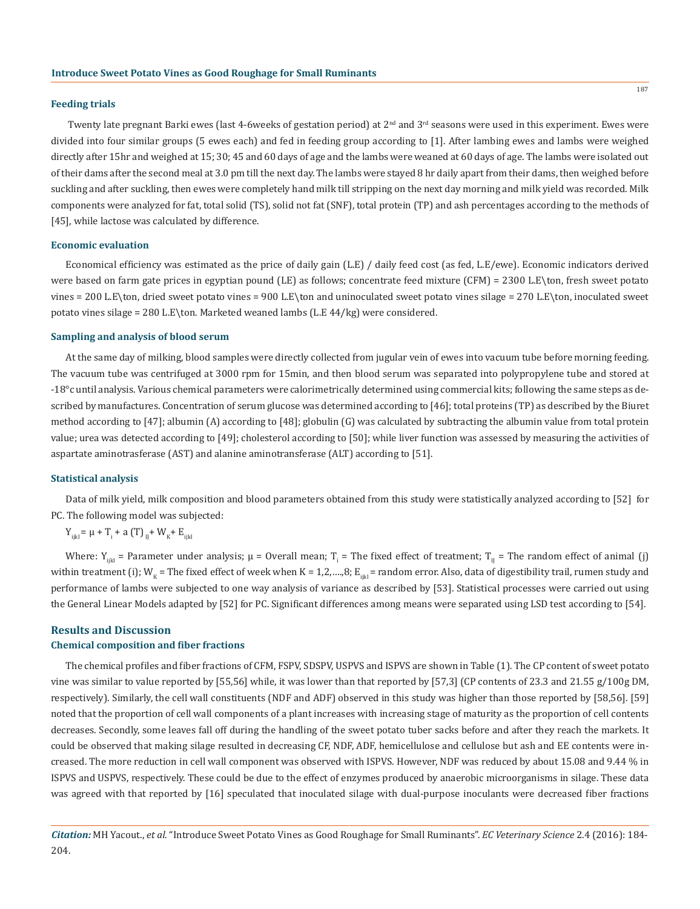### Feeding trials

Twenty late pregnant Barki ewes (last 4-6weeks of gestation period) at 2nd and 3rd seasons were used in this experiment. Ewes were divided into four similar groups (5 ewes each) and fed in feeding group according to [1]. After lambing ewes and lambs were weighed directly after 15hr and weighed at 15; 30; 45 and 60 days of age and the lambs were weaned at 60 days of age. The lambs were isolated out of their dams after the second meal at 3.0 pm till the next day. The lambs were stayed 8 hr daily apart from their dams, then weighed before suckling and after suckling, then ewes were completely hand milk till stripping on the next day morning and milk yield was recorded. Milk components were analyzed for fat, total solid (TS), solid not fat (SNF), total protein (TP) and ash percentages according to the methods of [45], while lactose was calculated by difference.

### Economic evaluation

Economical efficiency was estimated as the price of daily gain (L.E) / daily feed cost (as fed, L.E/ewe). Economic indicators derived were based on farm gate prices in egyptian pound (LE) as follows; concentrate feed mixture (CFM) = 2300 L.E\ton, fresh sweet potato vines = 200 L.E\ton, dried sweet potato vines = 900 L.E\ton and uninoculated sweet potato vines silage = 270 L.E\ton, inoculated sweet potato vines silage = 280 L.E\ton. Marketed weaned lambs (L.E 44/kg) were considered.

### Sampling and analysis of blood serum

At the same day of milking, blood samples were directly collected from jugular vein of ewes into vacuum tube before morning feeding. The vacuum tube was centrifuged at 3000 rpm for 15min, and then blood serum was separated into polypropylene tube and stored at -18°c until analysis. Various chemical parameters were calorimetrically determined using commercial kits; following the same steps as described by manufactures. Concentration of serum glucose was determined according to [46]; total proteins (TP) as described by the Biuret method according to [47]; albumin (A) according to [48]; globulin (G) was calculated by subtracting the albumin value from total protein value; urea was detected according to [49]; cholesterol according to [50]; while liver function was assessed by measuring the activities of aspartate aminotrasferase (AST) and alanine aminotransferase (ALT) according to [51].

### Statistical analysis

Data of milk yield, milk composition and blood parameters obtained from this study were statistically analyzed according to [52] for PC. The following model was subjected:

$Y_{ijkl} = \mu + T_i + a\,(T)_{IJ} + W_K + E_{ijkl}$

Where: $Y_{ijkl}$ = Parameter under analysis; $\mu$ = Overall mean; $T_i$ = The fixed effect of treatment; $T_{IJ}$ = The random effect of animal (j) within treatment (i); $W_K$ = The fixed effect of week when K = 1,2,….,8; $E_{ijkl}$ = random error. Also, data of digestibility trail, rumen study and performance of lambs were subjected to one way analysis of variance as described by [53]. Statistical processes were carried out using the General Linear Models adapted by [52] for PC. Significant differences among means were separated using LSD test according to [54].

## Results and Discussion

### Chemical composition and fiber fractions

The chemical profiles and fiber fractions of CFM, FSPV, SDSPV, USPVS and ISPVS are shown in Table (1). The CP content of sweet potato vine was similar to value reported by [55,56] while, it was lower than that reported by [57,3] (CP contents of 23.3 and 21.55 g/100g DM, respectively). Similarly, the cell wall constituents (NDF and ADF) observed in this study was higher than those reported by [58,56]. [59] noted that the proportion of cell wall components of a plant increases with increasing stage of maturity as the proportion of cell contents decreases. Secondly, some leaves fall off during the handling of the sweet potato tuber sacks before and after they reach the markets. It could be observed that making silage resulted in decreasing CF, NDF, ADF, hemicellulose and cellulose but ash and EE contents were increased. The more reduction in cell wall component was observed with ISPVS. However, NDF was reduced by about 15.08 and 9.44 % in ISPVS and USPVS, respectively. These could be due to the effect of enzymes produced by anaerobic microorganisms in silage. These data was agreed with that reported by [16] speculated that inoculated silage with dual-purpose inoculants were decreased fiber fractions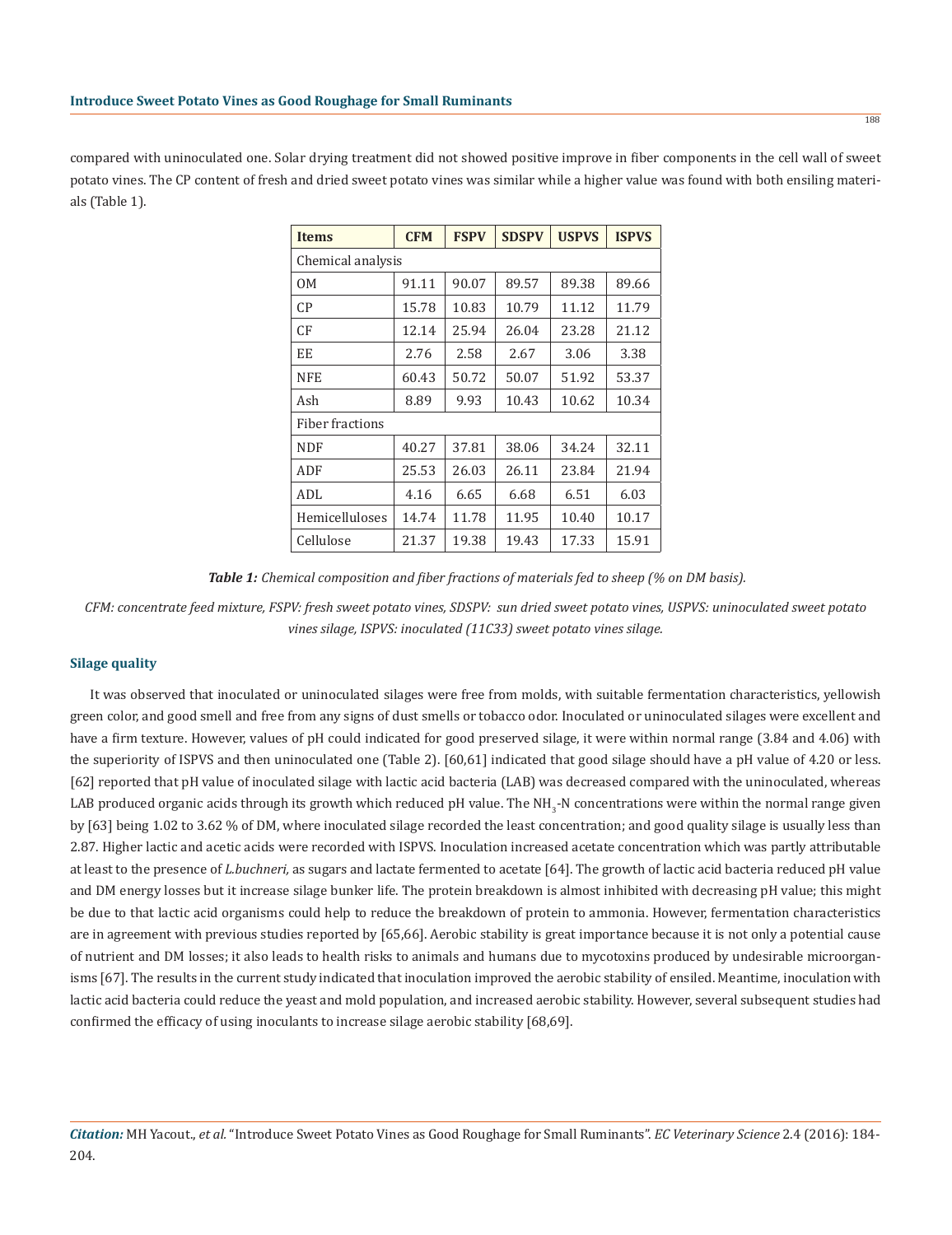compared with uninoculated one. Solar drying treatment did not showed positive improve in fiber components in the cell wall of sweet potato vines. The CP content of fresh and dried sweet potato vines was similar while a higher value was found with both ensiling materials (Table 1).

| Items | CFM | FSPV | SDSPV | USPVS | ISPVS |
|---|---|---|---|---|---|
| Chemical analysis | | | | | |
| OM | 91.11 | 90.07 | 89.57 | 89.38 | 89.66 |
| CP | 15.78 | 10.83 | 10.79 | 11.12 | 11.79 |
| CF | 12.14 | 25.94 | 26.04 | 23.28 | 21.12 |
| EE | 2.76 | 2.58 | 2.67 | 3.06 | 3.38 |
| NFE | 60.43 | 50.72 | 50.07 | 51.92 | 53.37 |
| Ash | 8.89 | 9.93 | 10.43 | 10.62 | 10.34 |
| Fiber fractions | | | | | |
| NDF | 40.27 | 37.81 | 38.06 | 34.24 | 32.11 |
| ADF | 25.53 | 26.03 | 26.11 | 23.84 | 21.94 |
| ADL | 4.16 | 6.65 | 6.68 | 6.51 | 6.03 |
| Hemicelluloses | 14.74 | 11.78 | 11.95 | 10.40 | 10.17 |
| Cellulose | 21.37 | 19.38 | 19.43 | 17.33 | 15.91 |

***Table 1:*** *Chemical composition and fiber fractions of materials fed to sheep (% on DM basis).*

*CFM: concentrate feed mixture, FSPV: fresh sweet potato vines, SDSPV: sun dried sweet potato vines, USPVS: uninoculated sweet potato vines silage, ISPVS: inoculated (11C33) sweet potato vines silage.*

### Silage quality

It was observed that inoculated or uninoculated silages were free from molds, with suitable fermentation characteristics, yellowish green color, and good smell and free from any signs of dust smells or tobacco odor. Inoculated or uninoculated silages were excellent and have a firm texture. However, values of pH could indicated for good preserved silage, it were within normal range (3.84 and 4.06) with the superiority of ISPVS and then uninoculated one (Table 2). [60,61] indicated that good silage should have a pH value of 4.20 or less. [62] reported that pH value of inoculated silage with lactic acid bacteria (LAB) was decreased compared with the uninoculated, whereas LAB produced organic acids through its growth which reduced pH value. The $NH_3$-N concentrations were within the normal range given by [63] being 1.02 to 3.62 % of DM, where inoculated silage recorded the least concentration; and good quality silage is usually less than 2.87. Higher lactic and acetic acids were recorded with ISPVS. Inoculation increased acetate concentration which was partly attributable at least to the presence of *L.buchneri,* as sugars and lactate fermented to acetate [64]. The growth of lactic acid bacteria reduced pH value and DM energy losses but it increase silage bunker life. The protein breakdown is almost inhibited with decreasing pH value; this might be due to that lactic acid organisms could help to reduce the breakdown of protein to ammonia. However, fermentation characteristics are in agreement with previous studies reported by [65,66]. Aerobic stability is great importance because it is not only a potential cause of nutrient and DM losses; it also leads to health risks to animals and humans due to mycotoxins produced by undesirable microorganisms [67]. The results in the current study indicated that inoculation improved the aerobic stability of ensiled. Meantime, inoculation with lactic acid bacteria could reduce the yeast and mold population, and increased aerobic stability. However, several subsequent studies had confirmed the efficacy of using inoculants to increase silage aerobic stability [68,69].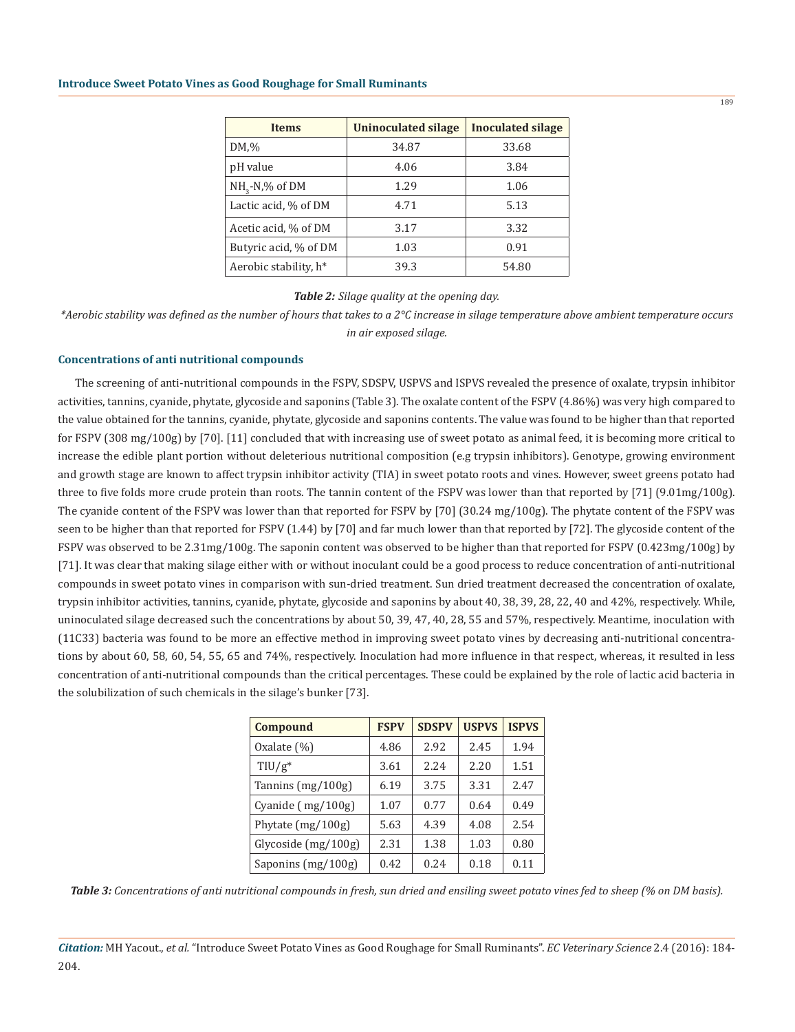| Items | Uninoculated silage | Inoculated silage |
|---|---|---|
| DM,% | 34.87 | 33.68 |
| pH value | 4.06 | 3.84 |
| $NH_3$-N,% of DM | 1.29 | 1.06 |
| Lactic acid, % of DM | 4.71 | 5.13 |
| Acetic acid, % of DM | 3.17 | 3.32 |
| Butyric acid, % of DM | 1.03 | 0.91 |
| Aerobic stability, h* | 39.3 | 54.80 |

***Table 2:*** *Silage quality at the opening day.*

*\*Aerobic stability was defined as the number of hours that takes to a 2°C increase in silage temperature above ambient temperature occurs in air exposed silage.*

### Concentrations of anti nutritional compounds

The screening of anti-nutritional compounds in the FSPV, SDSPV, USPVS and ISPVS revealed the presence of oxalate, trypsin inhibitor activities, tannins, cyanide, phytate, glycoside and saponins (Table 3). The oxalate content of the FSPV (4.86%) was very high compared to the value obtained for the tannins, cyanide, phytate, glycoside and saponins contents. The value was found to be higher than that reported for FSPV (308 mg/100g) by [70]. [11] concluded that with increasing use of sweet potato as animal feed, it is becoming more critical to increase the edible plant portion without deleterious nutritional composition (e.g trypsin inhibitors). Genotype, growing environment and growth stage are known to affect trypsin inhibitor activity (TIA) in sweet potato roots and vines. However, sweet greens potato had three to five folds more crude protein than roots. The tannin content of the FSPV was lower than that reported by [71] (9.01mg/100g). The cyanide content of the FSPV was lower than that reported for FSPV by [70] (30.24 mg/100g). The phytate content of the FSPV was seen to be higher than that reported for FSPV (1.44) by [70] and far much lower than that reported by [72]. The glycoside content of the FSPV was observed to be 2.31mg/100g. The saponin content was observed to be higher than that reported for FSPV (0.423mg/100g) by [71]. It was clear that making silage either with or without inoculant could be a good process to reduce concentration of anti-nutritional compounds in sweet potato vines in comparison with sun-dried treatment. Sun dried treatment decreased the concentration of oxalate, trypsin inhibitor activities, tannins, cyanide, phytate, glycoside and saponins by about 40, 38, 39, 28, 22, 40 and 42%, respectively. While, uninoculated silage decreased such the concentrations by about 50, 39, 47, 40, 28, 55 and 57%, respectively. Meantime, inoculation with (11C33) bacteria was found to be more an effective method in improving sweet potato vines by decreasing anti-nutritional concentrations by about 60, 58, 60, 54, 55, 65 and 74%, respectively. Inoculation had more influence in that respect, whereas, it resulted in less concentration of anti-nutritional compounds than the critical percentages. These could be explained by the role of lactic acid bacteria in the solubilization of such chemicals in the silage's bunker [73].

| Compound | FSPV | SDSPV | USPVS | ISPVS |
|---|---|---|---|---|
| Oxalate (%) | 4.86 | 2.92 | 2.45 | 1.94 |
| TIU/g* | 3.61 | 2.24 | 2.20 | 1.51 |
| Tannins (mg/100g) | 6.19 | 3.75 | 3.31 | 2.47 |
| Cyanide ( mg/100g) | 1.07 | 0.77 | 0.64 | 0.49 |
| Phytate (mg/100g) | 5.63 | 4.39 | 4.08 | 2.54 |
| Glycoside (mg/100g) | 2.31 | 1.38 | 1.03 | 0.80 |
| Saponins (mg/100g) | 0.42 | 0.24 | 0.18 | 0.11 |

***Table 3:*** *Concentrations of anti nutritional compounds in fresh, sun dried and ensiling sweet potato vines fed to sheep (% on DM basis).*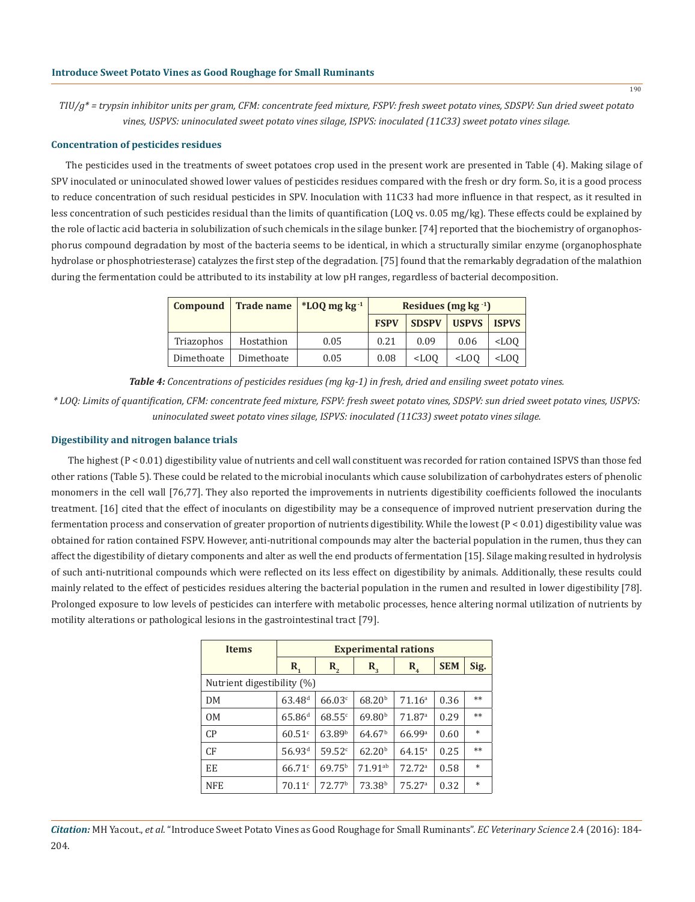*TIU/g* = trypsin inhibitor units per gram, CFM: concentrate feed mixture, FSPV: fresh sweet potato vines, SDSPV: Sun dried sweet potato vines, USPVS: uninoculated sweet potato vines silage, ISPVS: inoculated (11C33) sweet potato vines silage.*

### Concentration of pesticides residues

The pesticides used in the treatments of sweet potatoes crop used in the present work are presented in Table (4). Making silage of SPV inoculated or uninoculated showed lower values of pesticides residues compared with the fresh or dry form. So, it is a good process to reduce concentration of such residual pesticides in SPV. Inoculation with 11C33 had more influence in that respect, as it resulted in less concentration of such pesticides residual than the limits of quantification (LOQ vs. 0.05 mg/kg). These effects could be explained by the role of lactic acid bacteria in solubilization of such chemicals in the silage bunker. [74] reported that the biochemistry of organophosphorus compound degradation by most of the bacteria seems to be identical, in which a structurally similar enzyme (organophosphate hydrolase or phosphotriesterase) catalyzes the first step of the degradation. [75] found that the remarkably degradation of the malathion during the fermentation could be attributed to its instability at low pH ranges, regardless of bacterial decomposition.

| Compound | Trade name | *LOQ mg kg$^{-1}$ | Residues (mg kg$^{-1}$) | | | |
|---|---|---|---|---|---|---|
| | | | FSPV | SDSPV | USPVS | ISPVS |
| Triazophos | Hostathion | 0.05 | 0.21 | 0.09 | 0.06 | <LOQ |
| Dimethoate | Dimethoate | 0.05 | 0.08 | <LOQ | <LOQ | <LOQ |

***Table 4:*** *Concentrations of pesticides residues (mg kg-1) in fresh, dried and ensiling sweet potato vines.*

** LOQ: Limits of quantification, CFM: concentrate feed mixture, FSPV: fresh sweet potato vines, SDSPV: sun dried sweet potato vines, USPVS: uninoculated sweet potato vines silage, ISPVS: inoculated (11C33) sweet potato vines silage.*

### Digestibility and nitrogen balance trials

The highest ($P < 0.01$) digestibility value of nutrients and cell wall constituent was recorded for ration contained ISPVS than those fed other rations (Table 5). These could be related to the microbial inoculants which cause solubilization of carbohydrates esters of phenolic monomers in the cell wall [76,77]. They also reported the improvements in nutrients digestibility coefficients followed the inoculants treatment. [16] cited that the effect of inoculants on digestibility may be a consequence of improved nutrient preservation during the fermentation process and conservation of greater proportion of nutrients digestibility. While the lowest ($P < 0.01$) digestibility value was obtained for ration contained FSPV. However, anti-nutritional compounds may alter the bacterial population in the rumen, thus they can affect the digestibility of dietary components and alter as well the end products of fermentation [15]. Silage making resulted in hydrolysis of such anti-nutritional compounds which were reflected on its less effect on digestibility by animals. Additionally, these results could mainly related to the effect of pesticides residues altering the bacterial population in the rumen and resulted in lower digestibility [78]. Prolonged exposure to low levels of pesticides can interfere with metabolic processes, hence altering normal utilization of nutrients by motility alterations or pathological lesions in the gastrointestinal tract [79].

| Items | Experimental rations | | | | | |
|---|---|---|---|---|---|---|
| | $R_1$ | $R_2$ | $R_3$ | $R_4$ | SEM | Sig. |
| Nutrient digestibility (%) | | | | | | |
| DM | $63.48^d$ | $66.03^c$ | $68.20^b$ | $71.16^a$ | 0.36 | ** |
| OM | $65.86^d$ | $68.55^c$ | $69.80^b$ | $71.87^a$ | 0.29 | ** |
| CP | $60.51^c$ | $63.89^b$ | $64.67^b$ | $66.99^a$ | 0.60 | * |
| CF | $56.93^d$ | $59.52^c$ | $62.20^b$ | $64.15^a$ | 0.25 | ** |
| EE | $66.71^c$ | $69.75^b$ | $71.91^{ab}$ | $72.72^a$ | 0.58 | * |
| NFE | $70.11^c$ | $72.77^b$ | $73.38^b$ | $75.27^a$ | 0.32 | * |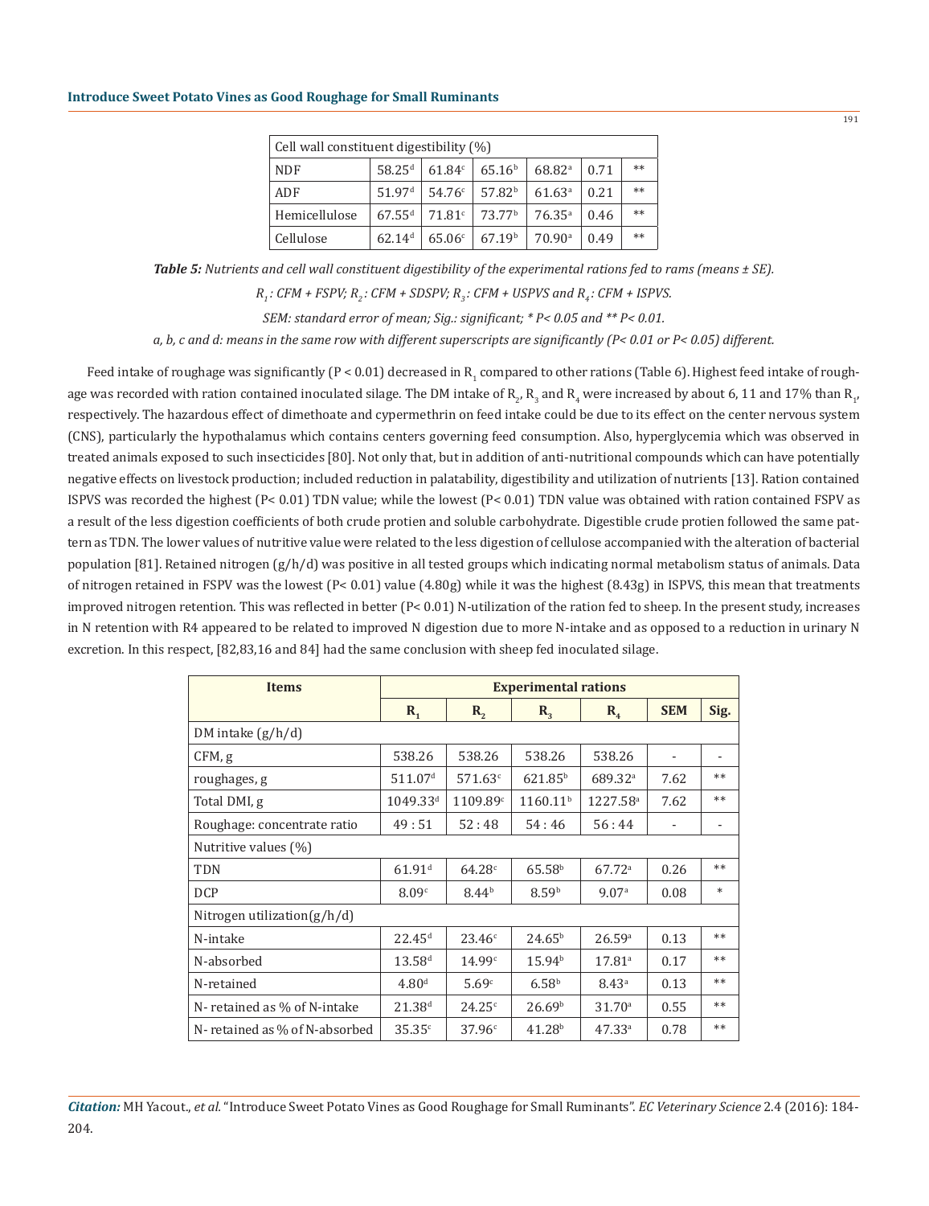| Cell wall constituent digestibility (%) | | | | | | |
|---|---|---|---|---|---|---|
| NDF | 58.25[d] | 61.84[c] | 65.16[b] | 68.82[a] | 0.71 | ** |
| ADF | 51.97[d] | 54.76[c] | 57.82[b] | 61.63[a] | 0.21 | ** |
| Hemicellulose | 67.55[d] | 71.81[c] | 73.77[b] | 76.35[a] | 0.46 | ** |
| Cellulose | 62.14[d] | 65.06[c] | 67.19[b] | 70.90[a] | 0.49 | ** |

***Table 5:** Nutrients and cell wall constituent digestibility of the experimental rations fed to rams (means ± SE).*

*$R_1$: CFM + FSPV; $R_2$: CFM + SDSPV; $R_3$: CFM + USPVS and $R_4$: CFM + ISPVS.*

*SEM: standard error of mean; Sig.: significant; * P< 0.05 and ** P< 0.01.*

*a, b, c and d: means in the same row with different superscripts are significantly (P< 0.01 or P< 0.05) different.*

Feed intake of roughage was significantly (P < 0.01) decreased in $R_1$ compared to other rations (Table 6). Highest feed intake of roughage was recorded with ration contained inoculated silage. The DM intake of $R_2$, $R_3$ and $R_4$ were increased by about 6, 11 and 17% than $R_1$, respectively. The hazardous effect of dimethoate and cypermethrin on feed intake could be due to its effect on the center nervous system (CNS), particularly the hypothalamus which contains centers governing feed consumption. Also, hyperglycemia which was observed in treated animals exposed to such insecticides [80]. Not only that, but in addition of anti-nutritional compounds which can have potentially negative effects on livestock production; included reduction in palatability, digestibility and utilization of nutrients [13]. Ration contained ISPVS was recorded the highest (P< 0.01) TDN value; while the lowest (P< 0.01) TDN value was obtained with ration contained FSPV as a result of the less digestion coefficients of both crude protien and soluble carbohydrate. Digestible crude protien followed the same pattern as TDN. The lower values of nutritive value were related to the less digestion of cellulose accompanied with the alteration of bacterial population [81]. Retained nitrogen (g/h/d) was positive in all tested groups which indicating normal metabolism status of animals. Data of nitrogen retained in FSPV was the lowest (P< 0.01) value (4.80g) while it was the highest (8.43g) in ISPVS, this mean that treatments improved nitrogen retention. This was reflected in better (P< 0.01) N-utilization of the ration fed to sheep. In the present study, increases in N retention with R4 appeared to be related to improved N digestion due to more N-intake and as opposed to a reduction in urinary N excretion. In this respect, [82,83,16 and 84] had the same conclusion with sheep fed inoculated silage.

| Items | Experimental rations | | | | | |
|---|---|---|---|---|---|---|
| | $R_1$ | $R_2$ | $R_3$ | $R_4$ | SEM | Sig. |
| DM intake (g/h/d) | | | | | | |
| CFM, g | 538.26 | 538.26 | 538.26 | 538.26 | - | - |
| roughages, g | 511.07[d] | 571.63[c] | 621.85[b] | 689.32[a] | 7.62 | ** |
| Total DMI, g | 1049.33[d] | 1109.89[c] | 1160.11[b] | 1227.58[a] | 7.62 | ** |
| Roughage: concentrate ratio | 49 : 51 | 52 : 48 | 54 : 46 | 56 : 44 | - | - |
| Nutritive values (%) | | | | | | |
| TDN | 61.91[d] | 64.28[c] | 65.58[b] | 67.72[a] | 0.26 | ** |
| DCP | 8.09[c] | 8.44[b] | 8.59[b] | 9.07[a] | 0.08 | * |
| Nitrogen utilization(g/h/d) | | | | | | |
| N-intake | 22.45[d] | 23.46[c] | 24.65[b] | 26.59[a] | 0.13 | ** |
| N-absorbed | 13.58[d] | 14.99[c] | 15.94[b] | 17.81[a] | 0.17 | ** |
| N-retained | 4.80[d] | 5.69[c] | 6.58[b] | 8.43[a] | 0.13 | ** |
| N- retained as % of N-intake | 21.38[d] | 24.25[c] | 26.69[b] | 31.70[a] | 0.55 | ** |
| N- retained as % of N-absorbed | 35.35[c] | 37.96[c] | 41.28[b] | 47.33[a] | 0.78 | ** |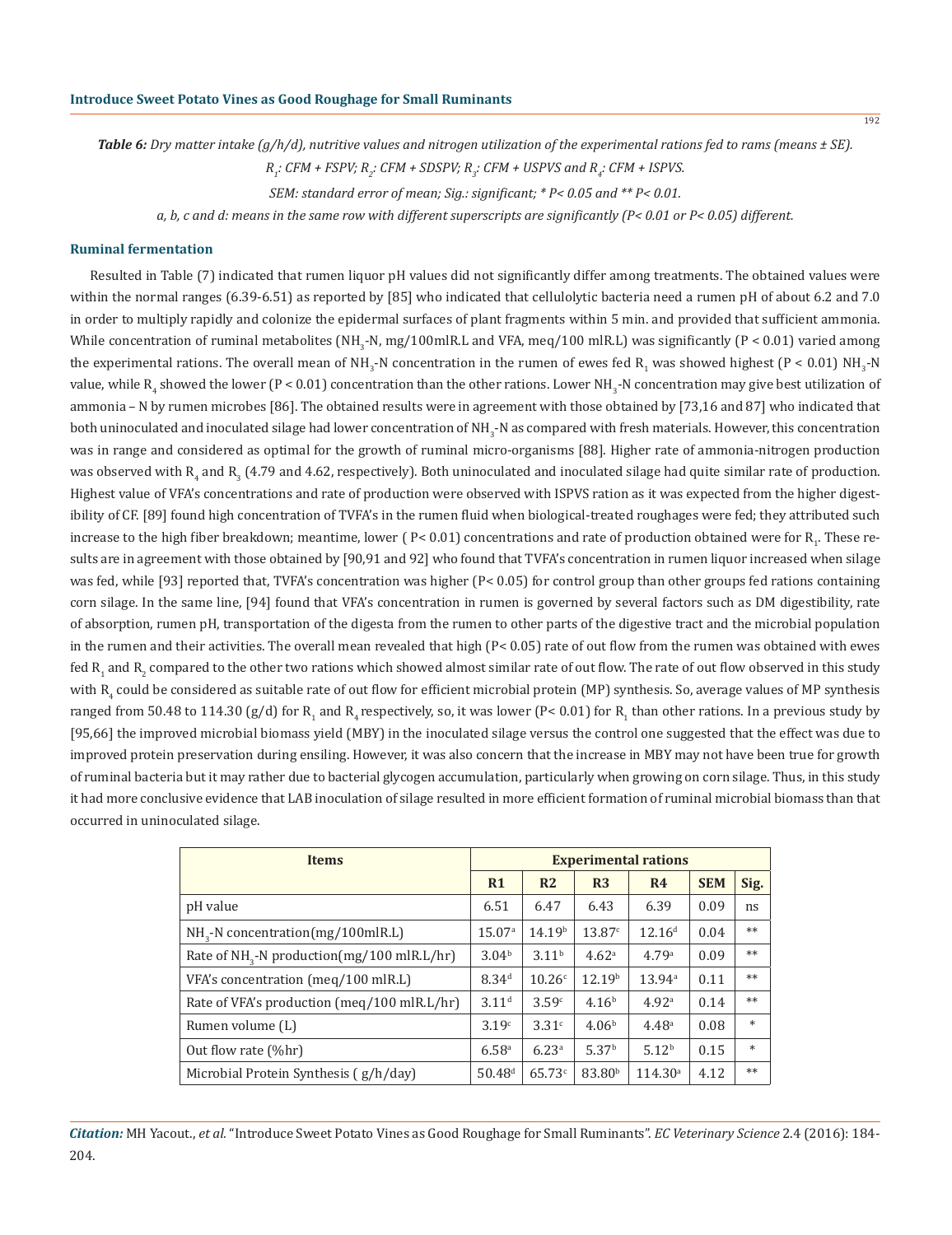***Table 6:*** *Dry matter intake (g/h/d), nutritive values and nitrogen utilization of the experimental rations fed to rams (means ± SE).*

*$R_1$: CFM + FSPV; $R_2$: CFM + SDSPV; $R_3$: CFM + USPVS and $R_4$: CFM + ISPVS.*

*SEM: standard error of mean; Sig.: significant; * P< 0.05 and ** P< 0.01.*

*a, b, c and d: means in the same row with different superscripts are significantly (P< 0.01 or P< 0.05) different.*

### Ruminal fermentation

Resulted in Table (7) indicated that rumen liquor pH values did not significantly differ among treatments. The obtained values were within the normal ranges (6.39-6.51) as reported by [85] who indicated that cellulolytic bacteria need a rumen pH of about 6.2 and 7.0 in order to multiply rapidly and colonize the epidermal surfaces of plant fragments within 5 min. and provided that sufficient ammonia. While concentration of ruminal metabolites ($NH_3$-N, mg/100mlR.L and VFA, meq/100 mlR.L) was significantly (P < 0.01) varied among the experimental rations. The overall mean of $NH_3$-N concentration in the rumen of ewes fed $R_1$ was showed highest (P < 0.01) $NH_3$-N value, while $R_4$ showed the lower (P < 0.01) concentration than the other rations. Lower $NH_3$-N concentration may give best utilization of ammonia – N by rumen microbes [86]. The obtained results were in agreement with those obtained by [73,16 and 87] who indicated that both uninoculated and inoculated silage had lower concentration of $NH_3$-N as compared with fresh materials. However, this concentration was in range and considered as optimal for the growth of ruminal micro-organisms [88]. Higher rate of ammonia-nitrogen production was observed with $R_4$ and $R_3$ (4.79 and 4.62, respectively). Both uninoculated and inoculated silage had quite similar rate of production. Highest value of VFA's concentrations and rate of production were observed with ISPVS ration as it was expected from the higher digestibility of CF. [89] found high concentration of TVFA's in the rumen fluid when biological-treated roughages were fed; they attributed such increase to the high fiber breakdown; meantime, lower ( P< 0.01) concentrations and rate of production obtained were for $R_1$. These results are in agreement with those obtained by [90,91 and 92] who found that TVFA's concentration in rumen liquor increased when silage was fed, while [93] reported that, TVFA's concentration was higher (P< 0.05) for control group than other groups fed rations containing corn silage. In the same line, [94] found that VFA's concentration in rumen is governed by several factors such as DM digestibility, rate of absorption, rumen pH, transportation of the digesta from the rumen to other parts of the digestive tract and the microbial population in the rumen and their activities. The overall mean revealed that high (P< 0.05) rate of out flow from the rumen was obtained with ewes fed $R_1$ and $R_2$ compared to the other two rations which showed almost similar rate of out flow. The rate of out flow observed in this study with $R_4$ could be considered as suitable rate of out flow for efficient microbial protein (MP) synthesis. So, average values of MP synthesis ranged from 50.48 to 114.30 (g/d) for $R_1$ and $R_4$ respectively, so, it was lower (P< 0.01) for $R_1$ than other rations. In a previous study by [95,66] the improved microbial biomass yield (MBY) in the inoculated silage versus the control one suggested that the effect was due to improved protein preservation during ensiling. However, it was also concern that the increase in MBY may not have been true for growth of ruminal bacteria but it may rather due to bacterial glycogen accumulation, particularly when growing on corn silage. Thus, in this study it had more conclusive evidence that LAB inoculation of silage resulted in more efficient formation of ruminal microbial biomass than that occurred in uninoculated silage.

| Items | Experimental rations | | | | | |
|---|---|---|---|---|---|---|
| | R1 | R2 | R3 | R4 | SEM | Sig. |
| pH value | 6.51 | 6.47 | 6.43 | 6.39 | 0.09 | ns |
| $NH_3$-N concentration(mg/100mlR.L) | $15.07^a$ | $14.19^b$ | $13.87^c$ | $12.16^d$ | 0.04 | ** |
| Rate of $NH_3$-N production(mg/100 mlR.L/hr) | $3.04^b$ | $3.11^b$ | $4.62^a$ | $4.79^a$ | 0.09 | ** |
| VFA's concentration (meq/100 mlR.L) | $8.34^d$ | $10.26^c$ | $12.19^b$ | $13.94^a$ | 0.11 | ** |
| Rate of VFA's production (meq/100 mlR.L/hr) | $3.11^d$ | $3.59^c$ | $4.16^b$ | $4.92^a$ | 0.14 | ** |
| Rumen volume (L) | $3.19^c$ | $3.31^c$ | $4.06^b$ | $4.48^a$ | 0.08 | * |
| Out flow rate (%hr) | $6.58^a$ | $6.23^a$ | $5.37^b$ | $5.12^b$ | 0.15 | * |
| Microbial Protein Synthesis ( g/h/day) | $50.48^d$ | $65.73^c$ | $83.80^b$ | $114.30^a$ | 4.12 | ** |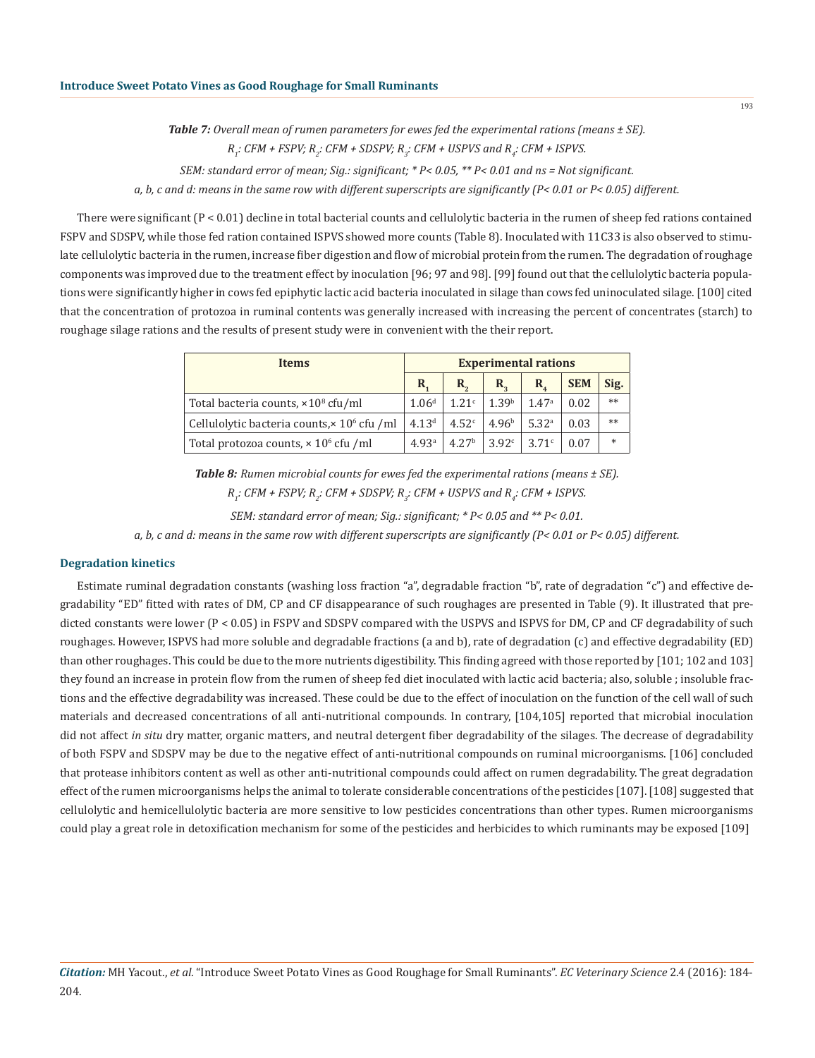***Table 7:*** *Overall mean of rumen parameters for ewes fed the experimental rations (means ± SE).*

*$R_1$: CFM + FSPV; $R_2$: CFM + SDSPV; $R_3$: CFM + USPVS and $R_4$: CFM + ISPVS.*

*SEM: standard error of mean; Sig.: significant; * P< 0.05, ** P< 0.01 and ns = Not significant.*

*a, b, c and d: means in the same row with different superscripts are significantly (P< 0.01 or P< 0.05) different.*

There were significant (P < 0.01) decline in total bacterial counts and cellulolytic bacteria in the rumen of sheep fed rations contained FSPV and SDSPV, while those fed ration contained ISPVS showed more counts (Table 8). Inoculated with 11C33 is also observed to stimulate cellulolytic bacteria in the rumen, increase fiber digestion and flow of microbial protein from the rumen. The degradation of roughage components was improved due to the treatment effect by inoculation [96; 97 and 98]. [99] found out that the cellulolytic bacteria populations were significantly higher in cows fed epiphytic lactic acid bacteria inoculated in silage than cows fed uninoculated silage. [100] cited that the concentration of protozoa in ruminal contents was generally increased with increasing the percent of concentrates (starch) to roughage silage rations and the results of present study were in convenient with the their report.

| Items | Experimental rations | | | | | |
|---|---|---|---|---|---|---|
| | $R_1$ | $R_2$ | $R_3$ | $R_4$ | SEM | Sig. |
| Total bacteria counts, $\times 10^8$ cfu/ml | $1.06^d$ | $1.21^c$ | $1.39^b$ | $1.47^a$ | 0.02 | ** |
| Cellulolytic bacteria counts,$\times 10^6$ cfu /ml | $4.13^d$ | $4.52^c$ | $4.96^b$ | $5.32^a$ | 0.03 | ** |
| Total protozoa counts, $\times 10^6$ cfu /ml | $4.93^a$ | $4.27^b$ | $3.92^c$ | $3.71^c$ | 0.07 | * |

***Table 8:*** *Rumen microbial counts for ewes fed the experimental rations (means ± SE).*

*$R_1$: CFM + FSPV; $R_2$: CFM + SDSPV; $R_3$: CFM + USPVS and $R_4$: CFM + ISPVS.*

*SEM: standard error of mean; Sig.: significant; * P< 0.05 and ** P< 0.01.*

*a, b, c and d: means in the same row with different superscripts are significantly (P< 0.01 or P< 0.05) different.*

### Degradation kinetics

Estimate ruminal degradation constants (washing loss fraction "a", degradable fraction "b", rate of degradation "c") and effective degradability "ED" fitted with rates of DM, CP and CF disappearance of such roughages are presented in Table (9). It illustrated that predicted constants were lower (P < 0.05) in FSPV and SDSPV compared with the USPVS and ISPVS for DM, CP and CF degradability of such roughages. However, ISPVS had more soluble and degradable fractions (a and b), rate of degradation (c) and effective degradability (ED) than other roughages. This could be due to the more nutrients digestibility. This finding agreed with those reported by [101; 102 and 103] they found an increase in protein flow from the rumen of sheep fed diet inoculated with lactic acid bacteria; also, soluble ; insoluble fractions and the effective degradability was increased. These could be due to the effect of inoculation on the function of the cell wall of such materials and decreased concentrations of all anti-nutritional compounds. In contrary, [104,105] reported that microbial inoculation did not affect *in situ* dry matter, organic matters, and neutral detergent fiber degradability of the silages. The decrease of degradability of both FSPV and SDSPV may be due to the negative effect of anti-nutritional compounds on ruminal microorganisms. [106] concluded that protease inhibitors content as well as other anti-nutritional compounds could affect on rumen degradability. The great degradation effect of the rumen microorganisms helps the animal to tolerate considerable concentrations of the pesticides [107]. [108] suggested that cellulolytic and hemicellulolytic bacteria are more sensitive to low pesticides concentrations than other types. Rumen microorganisms could play a great role in detoxification mechanism for some of the pesticides and herbicides to which ruminants may be exposed [109]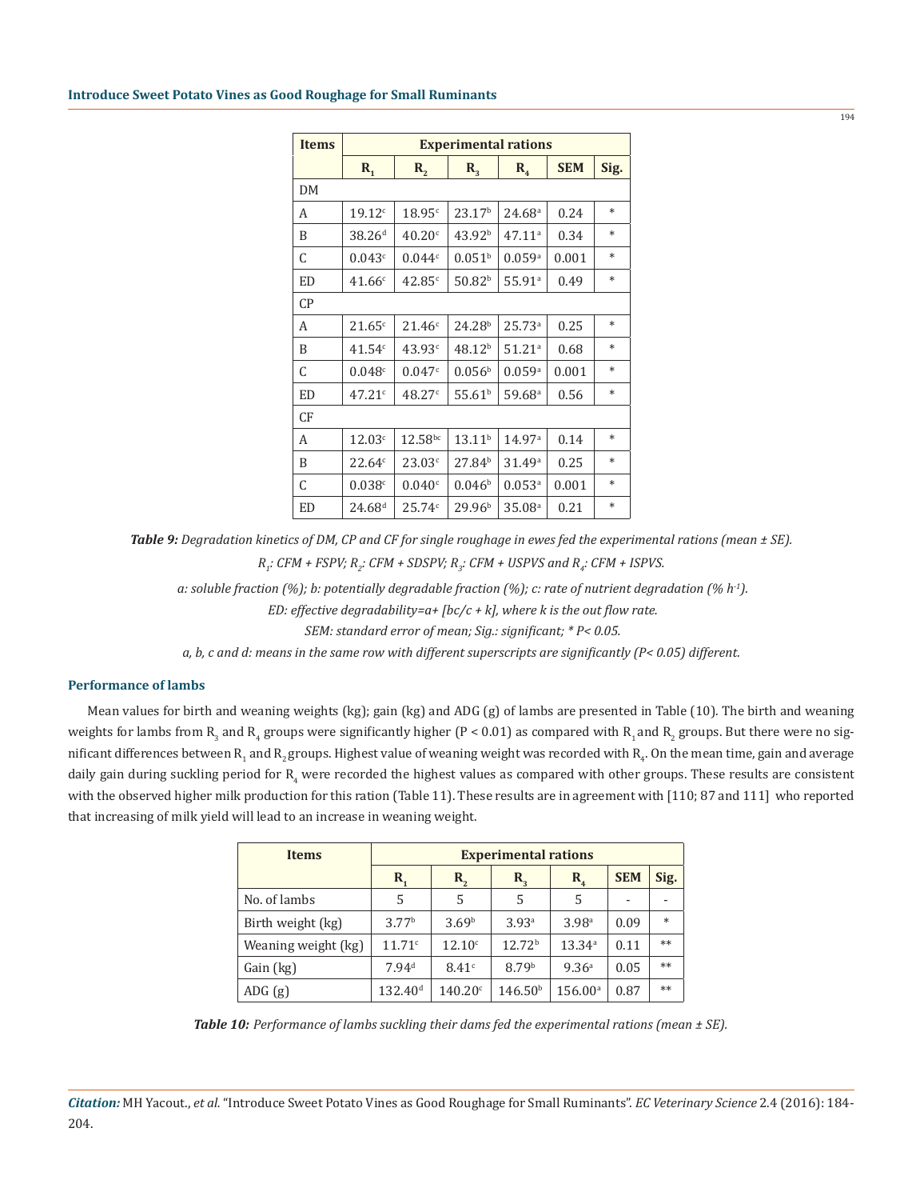| Items | Experimental rations | | | | | |
|---|---|---|---|---|---|---|
| | $R_1$ | $R_2$ | $R_3$ | $R_4$ | SEM | Sig. |
| DM | | | | | | |
| A | 19.12[c] | 18.95[c] | 23.17[b] | 24.68[a] | 0.24 | * |
| B | 38.26[d] | 40.20[c] | 43.92[b] | 47.11[a] | 0.34 | * |
| C | 0.043[c] | 0.044[c] | 0.051[b] | 0.059[a] | 0.001 | * |
| ED | 41.66[c] | 42.85[c] | 50.82[b] | 55.91[a] | 0.49 | * |
| CP | | | | | | |
| A | 21.65[c] | 21.46[c] | 24.28[b] | 25.73[a] | 0.25 | * |
| B | 41.54[c] | 43.93[c] | 48.12[b] | 51.21[a] | 0.68 | * |
| C | 0.048[c] | 0.047[c] | 0.056[b] | 0.059[a] | 0.001 | * |
| ED | 47.21[c] | 48.27[c] | 55.61[b] | 59.68[a] | 0.56 | * |
| CF | | | | | | |
| A | 12.03[c] | 12.58[bc] | 13.11[b] | 14.97[a] | 0.14 | * |
| B | 22.64[c] | 23.03[c] | 27.84[b] | 31.49[a] | 0.25 | * |
| C | 0.038[c] | 0.040[c] | 0.046[b] | 0.053[a] | 0.001 | * |
| ED | 24.68[d] | 25.74[c] | 29.96[b] | 35.08[a] | 0.21 | * |

***Table 9:*** *Degradation kinetics of DM, CP and CF for single roughage in ewes fed the experimental rations (mean ± SE).*

*$R_1$: CFM + FSPV; $R_2$: CFM + SDSPV; $R_3$: CFM + USPVS and $R_4$: CFM + ISPVS.*

*a: soluble fraction (%); b: potentially degradable fraction (%); c: rate of nutrient degradation (% $h^{-1}$).*

*ED: effective degradability=a+ [bc/c + k], where k is the out flow rate.*

*SEM: standard error of mean; Sig.: significant; * P< 0.05.*

*a, b, c and d: means in the same row with different superscripts are significantly (P< 0.05) different.*

### Performance of lambs

Mean values for birth and weaning weights (kg); gain (kg) and ADG (g) of lambs are presented in Table (10). The birth and weaning weights for lambs from $R_3$ and $R_4$ groups were significantly higher (P < 0.01) as compared with $R_1$ and $R_2$ groups. But there were no significant differences between $R_1$ and $R_2$ groups. Highest value of weaning weight was recorded with $R_4$. On the mean time, gain and average daily gain during suckling period for $R_4$ were recorded the highest values as compared with other groups. These results are consistent with the observed higher milk production for this ration (Table 11). These results are in agreement with [110; 87 and 111] who reported that increasing of milk yield will lead to an increase in weaning weight.

| Items | Experimental rations | | | | | |
|---|---|---|---|---|---|---|
| | $R_1$ | $R_2$ | $R_3$ | $R_4$ | SEM | Sig. |
| No. of lambs | 5 | 5 | 5 | 5 | - | - |
| Birth weight (kg) | 3.77[b] | 3.69[b] | 3.93[a] | 3.98[a] | 0.09 | * |
| Weaning weight (kg) | 11.71[c] | 12.10[c] | 12.72[b] | 13.34[a] | 0.11 | ** |
| Gain (kg) | 7.94[d] | 8.41[c] | 8.79[b] | 9.36[a] | 0.05 | ** |
| ADG (g) | 132.40[d] | 140.20[c] | 146.50[b] | 156.00[a] | 0.87 | ** |

***Table 10:*** *Performance of lambs suckling their dams fed the experimental rations (mean ± SE).*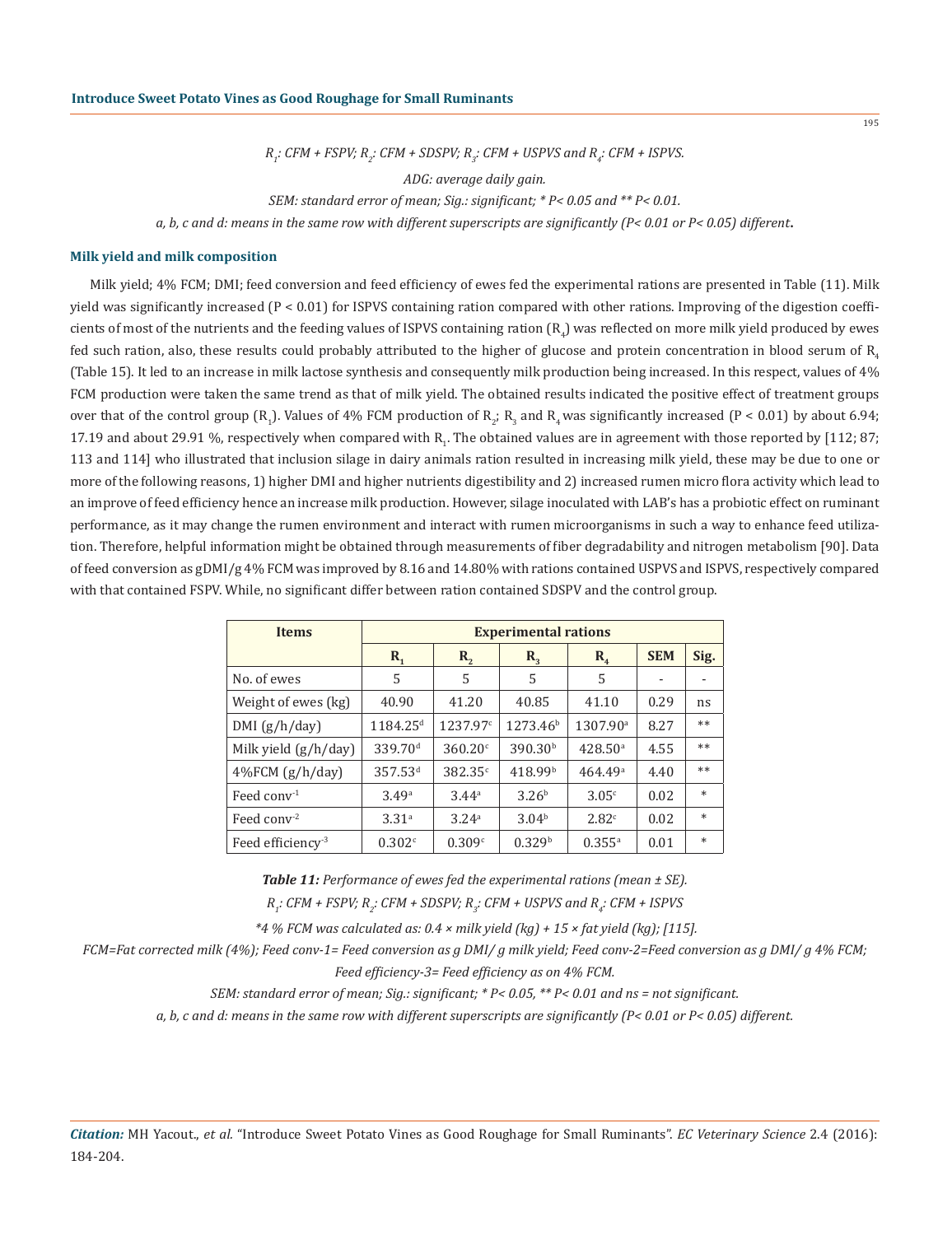$R_1$: CFM + FSPV; $R_2$: CFM + SDSPV; $R_3$: CFM + USPVS and $R_4$: CFM + ISPVS.

*ADG: average daily gain.*

*SEM: standard error of mean; Sig.: significant; * P< 0.05 and ** P< 0.01.*

*a, b, c and d: means in the same row with different superscripts are significantly (P< 0.01 or P< 0.05) different.*

### Milk yield and milk composition

Milk yield; 4% FCM; DMI; feed conversion and feed efficiency of ewes fed the experimental rations are presented in Table (11). Milk yield was significantly increased (P < 0.01) for ISPVS containing ration compared with other rations. Improving of the digestion coefficients of most of the nutrients and the feeding values of ISPVS containing ration ($R_4$) was reflected on more milk yield produced by ewes fed such ration, also, these results could probably attributed to the higher of glucose and protein concentration in blood serum of $R_4$ (Table 15). It led to an increase in milk lactose synthesis and consequently milk production being increased. In this respect, values of 4% FCM production were taken the same trend as that of milk yield. The obtained results indicated the positive effect of treatment groups over that of the control group ($R_1$). Values of 4% FCM production of $R_2$; $R_3$ and $R_4$ was significantly increased (P < 0.01) by about 6.94; 17.19 and about 29.91 %, respectively when compared with $R_1$. The obtained values are in agreement with those reported by [112; 87; 113 and 114] who illustrated that inclusion silage in dairy animals ration resulted in increasing milk yield, these may be due to one or more of the following reasons, 1) higher DMI and higher nutrients digestibility and 2) increased rumen micro flora activity which lead to an improve of feed efficiency hence an increase milk production. However, silage inoculated with LAB's has a probiotic effect on ruminant performance, as it may change the rumen environment and interact with rumen microorganisms in such a way to enhance feed utilization. Therefore, helpful information might be obtained through measurements of fiber degradability and nitrogen metabolism [90]. Data of feed conversion as gDMI/g 4% FCM was improved by 8.16 and 14.80% with rations contained USPVS and ISPVS, respectively compared with that contained FSPV. While, no significant differ between ration contained SDSPV and the control group.

| Items | Experimental rations | | | | | |
|---|---|---|---|---|---|---|
| | $R_1$ | $R_2$ | $R_3$ | $R_4$ | SEM | Sig. |
| No. of ewes | 5 | 5 | 5 | 5 | - | - |
| Weight of ewes (kg) | 40.90 | 41.20 | 40.85 | 41.10 | 0.29 | ns |
| DMI (g/h/day) | 1184.25$^{d}$ | 1237.97$^{c}$ | 1273.46$^{b}$ | 1307.90$^{a}$ | 8.27 | ** |
| Milk yield (g/h/day) | 339.70$^{d}$ | 360.20$^{c}$ | 390.30$^{b}$ | 428.50$^{a}$ | 4.55 | ** |
| 4%FCM (g/h/day) | 357.53$^{d}$ | 382.35$^{c}$ | 418.99$^{b}$ | 464.49$^{a}$ | 4.40 | ** |
| Feed conv$^{-1}$ | 3.49$^{a}$ | 3.44$^{a}$ | 3.26$^{b}$ | 3.05$^{c}$ | 0.02 | * |
| Feed conv$^{-2}$ | 3.31$^{a}$ | 3.24$^{a}$ | 3.04$^{b}$ | 2.82$^{c}$ | 0.02 | * |
| Feed efficiency$^{-3}$ | 0.302$^{c}$ | 0.309$^{c}$ | 0.329$^{b}$ | 0.355$^{a}$ | 0.01 | * |

***Table 11:*** *Performance of ewes fed the experimental rations (mean ± SE).*

$R_1$: CFM + FSPV; $R_2$: CFM + SDSPV; $R_3$: CFM + USPVS and $R_4$: CFM + ISPVS

*\*4 % FCM was calculated as: 0.4 × milk yield (kg) + 15 × fat yield (kg); [115].*

*FCM=Fat corrected milk (4%); Feed conv-1= Feed conversion as g DMI/ g milk yield; Feed conv-2=Feed conversion as g DMI/ g 4% FCM; Feed efficiency-3= Feed efficiency as on 4% FCM.*

*SEM: standard error of mean; Sig.: significant; * P< 0.05, ** P< 0.01 and ns = not significant.*

*a, b, c and d: means in the same row with different superscripts are significantly (P< 0.01 or P< 0.05) different.*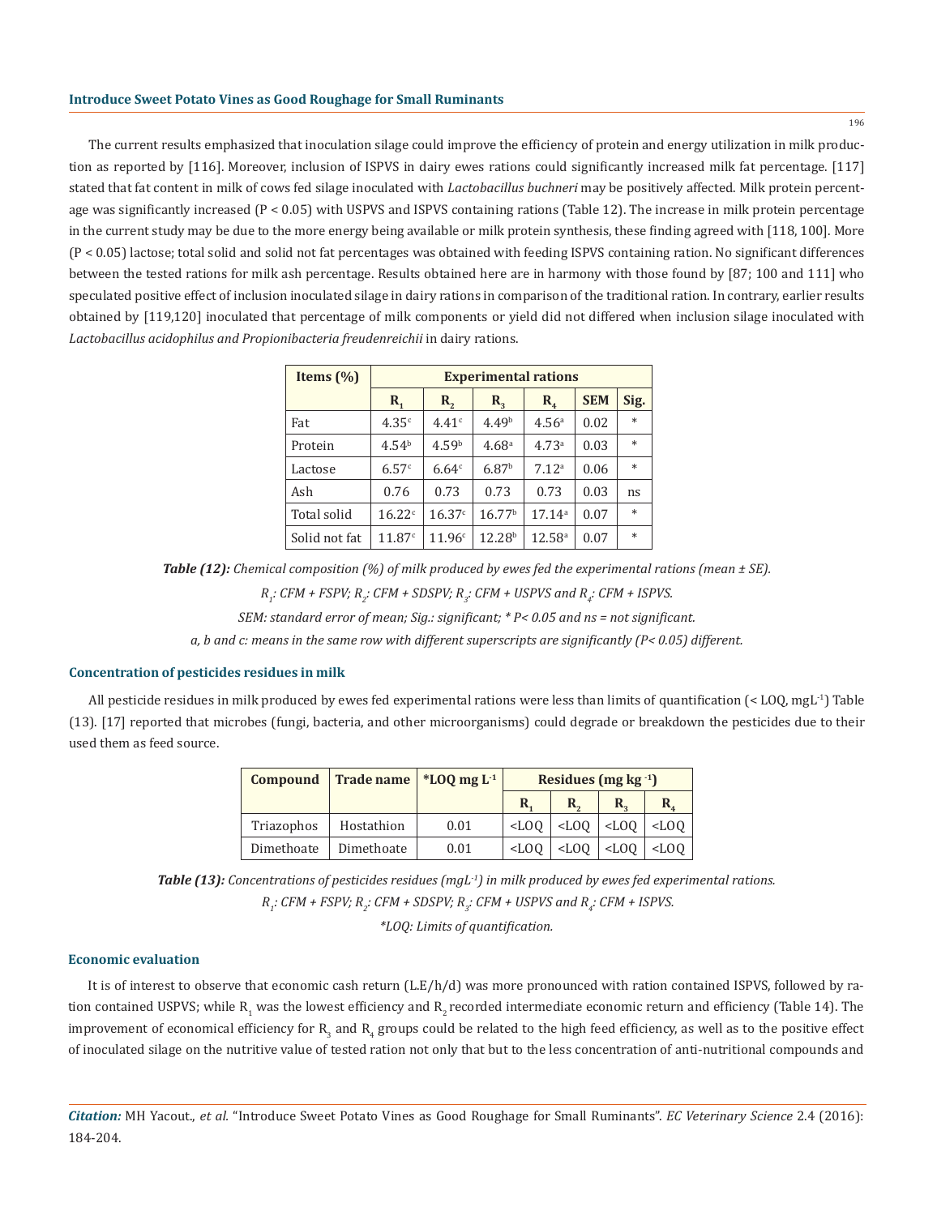The current results emphasized that inoculation silage could improve the efficiency of protein and energy utilization in milk production as reported by [116]. Moreover, inclusion of ISPVS in dairy ewes rations could significantly increased milk fat percentage. [117] stated that fat content in milk of cows fed silage inoculated with *Lactobacillus buchneri* may be positively affected. Milk protein percentage was significantly increased (P < 0.05) with USPVS and ISPVS containing rations (Table 12). The increase in milk protein percentage in the current study may be due to the more energy being available or milk protein synthesis, these finding agreed with [118, 100]. More (P < 0.05) lactose; total solid and solid not fat percentages was obtained with feeding ISPVS containing ration. No significant differences between the tested rations for milk ash percentage. Results obtained here are in harmony with those found by [87; 100 and 111] who speculated positive effect of inclusion inoculated silage in dairy rations in comparison of the traditional ration. In contrary, earlier results obtained by [119,120] inoculated that percentage of milk components or yield did not differed when inclusion silage inoculated with *Lactobacillus acidophilus and Propionibacteria freudenreichii* in dairy rations.

| Items (%) | Experimental rations | | | | | |
|---|---|---|---|---|---|---|
| | $R_1$ | $R_2$ | $R_3$ | $R_4$ | SEM | Sig. |
| Fat | 4.35$^c$ | 4.41$^c$ | 4.49$^b$ | 4.56$^a$ | 0.02 | * |
| Protein | 4.54$^b$ | 4.59$^b$ | 4.68$^a$ | 4.73$^a$ | 0.03 | * |
| Lactose | 6.57$^c$ | 6.64$^c$ | 6.87$^b$ | 7.12$^a$ | 0.06 | * |
| Ash | 0.76 | 0.73 | 0.73 | 0.73 | 0.03 | ns |
| Total solid | 16.22$^c$ | 16.37$^c$ | 16.77$^b$ | 17.14$^a$ | 0.07 | * |
| Solid not fat | 11.87$^c$ | 11.96$^c$ | 12.28$^b$ | 12.58$^a$ | 0.07 | * |

***Table (12):*** *Chemical composition (%) of milk produced by ewes fed the experimental rations (mean ± SE).*

*$R_1$: CFM + FSPV; $R_2$: CFM + SDSPV; $R_3$: CFM + USPVS and $R_4$: CFM + ISPVS.*

*SEM: standard error of mean; Sig.: significant; * P< 0.05 and ns = not significant.*

*a, b and c: means in the same row with different superscripts are significantly (P< 0.05) different.*

## Concentration of pesticides residues in milk

All pesticide residues in milk produced by ewes fed experimental rations were less than limits of quantification (< LOQ, $mgL^{-1}$) Table (13). [17] reported that microbes (fungi, bacteria, and other microorganisms) could degrade or breakdown the pesticides due to their used them as feed source.

| Compound | Trade name | *LOQ mg $L^{-1}$ | Residues (mg $kg^{-1}$) | | | |
|---|---|---|---|---|---|---|
| | | | $R_1$ | $R_2$ | $R_3$ | $R_4$ |
| Triazophos | Hostathion | 0.01 | <LOQ | <LOQ | <LOQ | <LOQ |
| Dimethoate | Dimethoate | 0.01 | <LOQ | <LOQ | <LOQ | <LOQ |

***Table (13):*** *Concentrations of pesticides residues ($mgL^{-1}$) in milk produced by ewes fed experimental rations.*

*$R_1$: CFM + FSPV; $R_2$: CFM + SDSPV; $R_3$: CFM + USPVS and $R_4$: CFM + ISPVS.*

**LOQ: Limits of quantification.*

## Economic evaluation

It is of interest to observe that economic cash return (L.E/h/d) was more pronounced with ration contained ISPVS, followed by ration contained USPVS; while $R_1$ was the lowest efficiency and $R_2$ recorded intermediate economic return and efficiency (Table 14). The improvement of economical efficiency for $R_3$ and $R_4$ groups could be related to the high feed efficiency, as well as to the positive effect of inoculated silage on the nutritive value of tested ration not only that but to the less concentration of anti-nutritional compounds and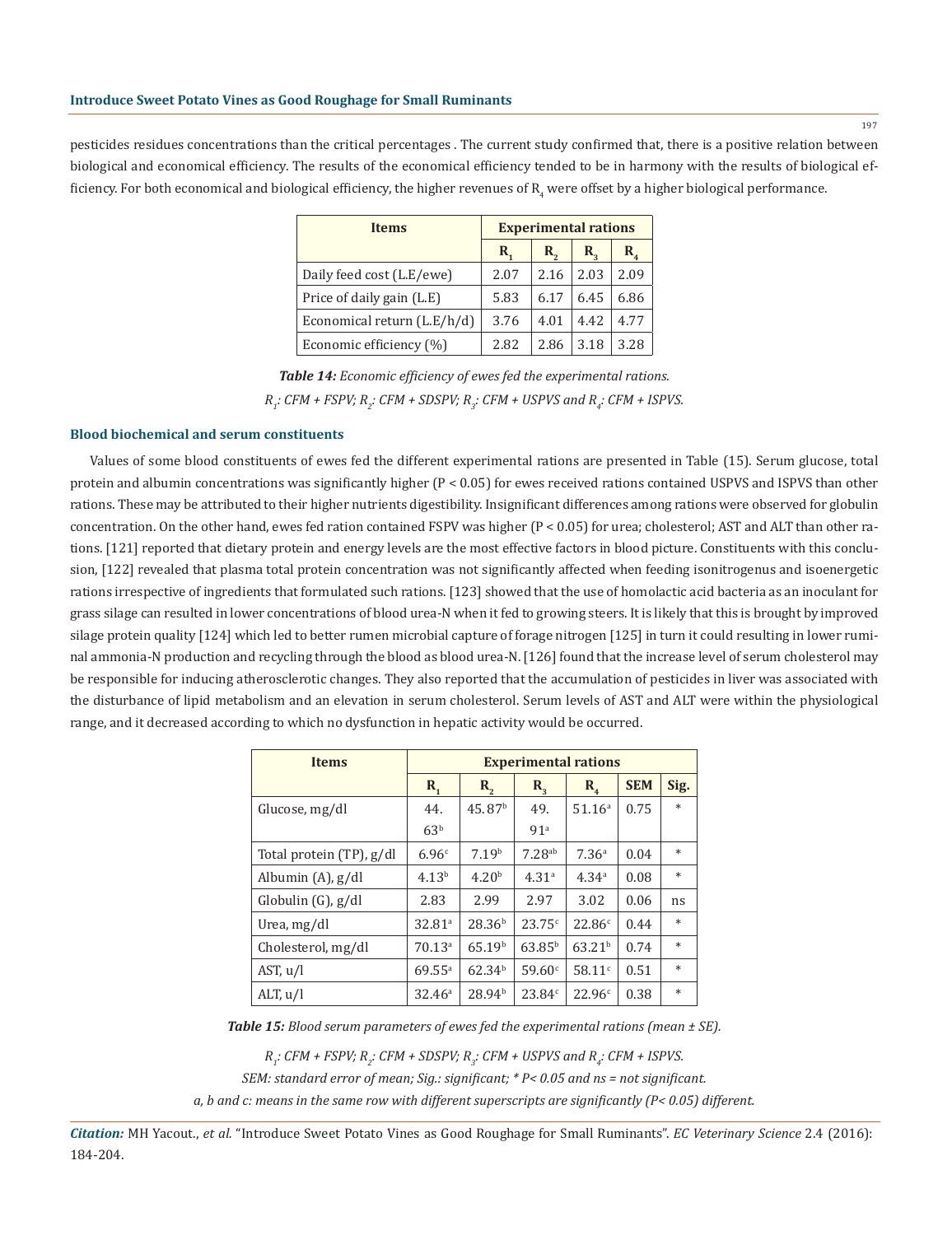pesticides residues concentrations than the critical percentages . The current study confirmed that, there is a positive relation between biological and economical efficiency. The results of the economical efficiency tended to be in harmony with the results of biological efficiency. For both economical and biological efficiency, the higher revenues of $R_4$ were offset by a higher biological performance.

| Items | Experimental rations | | | |
|---|---|---|---|---|
| | $R_1$ | $R_2$ | $R_3$ | $R_4$ |
| Daily feed cost (L.E/ewe) | 2.07 | 2.16 | 2.03 | 2.09 |
| Price of daily gain (L.E) | 5.83 | 6.17 | 6.45 | 6.86 |
| Economical return (L.E/h/d) | 3.76 | 4.01 | 4.42 | 4.77 |
| Economic efficiency (%) | 2.82 | 2.86 | 3.18 | 3.28 |

***Table 14:*** *Economic efficiency of ewes fed the experimental rations.*

*$R_1$: CFM + FSPV; $R_2$: CFM + SDSPV; $R_3$: CFM + USPVS and $R_4$: CFM + ISPVS.*

### Blood biochemical and serum constituents

Values of some blood constituents of ewes fed the different experimental rations are presented in Table (15). Serum glucose, total protein and albumin concentrations was significantly higher ($P < 0.05$) for ewes received rations contained USPVS and ISPVS than other rations. These may be attributed to their higher nutrients digestibility. Insignificant differences among rations were observed for globulin concentration. On the other hand, ewes fed ration contained FSPV was higher ($P < 0.05$) for urea; cholesterol; AST and ALT than other rations. [121] reported that dietary protein and energy levels are the most effective factors in blood picture. Constituents with this conclusion, [122] revealed that plasma total protein concentration was not significantly affected when feeding isonitrogenus and isoenergetic rations irrespective of ingredients that formulated such rations. [123] showed that the use of homolactic acid bacteria as an inoculant for grass silage can resulted in lower concentrations of blood urea-N when it fed to growing steers. It is likely that this is brought by improved silage protein quality [124] which led to better rumen microbial capture of forage nitrogen [125] in turn it could resulting in lower ruminal ammonia-N production and recycling through the blood as blood urea-N. [126] found that the increase level of serum cholesterol may be responsible for inducing atherosclerotic changes. They also reported that the accumulation of pesticides in liver was associated with the disturbance of lipid metabolism and an elevation in serum cholesterol. Serum levels of AST and ALT were within the physiological range, and it decreased according to which no dysfunction in hepatic activity would be occurred.

| Items | Experimental rations | | | | | |
|---|---|---|---|---|---|---|
| | $R_1$ | $R_2$ | $R_3$ | $R_4$ | SEM | Sig. |
| Glucose, mg/dl | $44.63^b$ | $45.87^b$ | $49.91^a$ | $51.16^a$ | 0.75 | * |
| Total protein (TP), g/dl | $6.96^c$ | $7.19^b$ | $7.28^{ab}$ | $7.36^a$ | 0.04 | * |
| Albumin (A), g/dl | $4.13^b$ | $4.20^b$ | $4.31^a$ | $4.34^a$ | 0.08 | * |
| Globulin (G), g/dl | 2.83 | 2.99 | 2.97 | 3.02 | 0.06 | ns |
| Urea, mg/dl | $32.81^a$ | $28.36^b$ | $23.75^c$ | $22.86^c$ | 0.44 | * |
| Cholesterol, mg/dl | $70.13^a$ | $65.19^b$ | $63.85^b$ | $63.21^b$ | 0.74 | * |
| AST, u/l | $69.55^a$ | $62.34^b$ | $59.60^c$ | $58.11^c$ | 0.51 | * |
| ALT, u/l | $32.46^a$ | $28.94^b$ | $23.84^c$ | $22.96^c$ | 0.38 | * |

***Table 15:*** *Blood serum parameters of ewes fed the experimental rations (mean ± SE).*

*$R_1$: CFM + FSPV; $R_2$: CFM + SDSPV; $R_3$: CFM + USPVS and $R_4$: CFM + ISPVS.*

*SEM: standard error of mean; Sig.: significant; * $P< 0.05$ and ns = not significant.*

*a, b and c: means in the same row with different superscripts are significantly ($P< 0.05$) different.*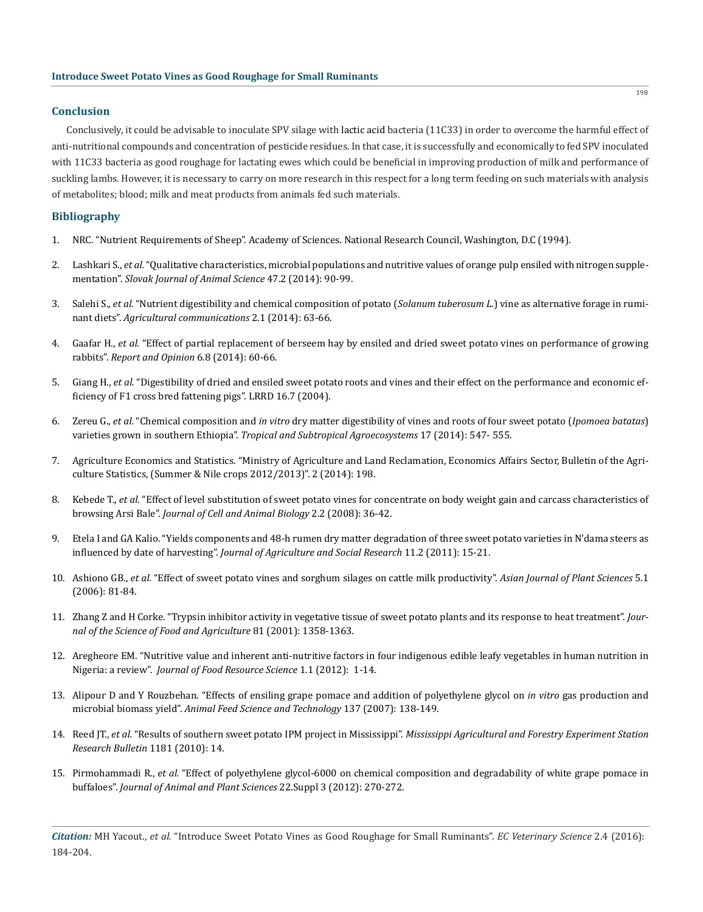## Conclusion

Conclusively, it could be advisable to inoculate SPV silage with lactic acid bacteria (11C33) in order to overcome the harmful effect of anti-nutritional compounds and concentration of pesticide residues. In that case, it is successfully and economically to fed SPV inoculated with 11C33 bacteria as good roughage for lactating ewes which could be beneficial in improving production of milk and performance of suckling lambs. However, it is necessary to carry on more research in this respect for a long term feeding on such materials with analysis of metabolites; blood; milk and meat products from animals fed such materials.

## Bibliography

1. NRC. "Nutrient Requirements of Sheep". Academy of Sciences. National Research Council, Washington, D.C (1994).
2. Lashkari S., *et al.* "Qualitative characteristics, microbial populations and nutritive values of orange pulp ensiled with nitrogen supplementation". *Slovak Journal of Animal Science* 47.2 (2014): 90-99.
3. Salehi S., *et al.* "Nutrient digestibility and chemical composition of potato (*Solanum tuberosum L.*) vine as alternative forage in ruminant diets". *Agricultural communications* 2.1 (2014): 63-66.
4. Gaafar H., *et al.* "Effect of partial replacement of berseem hay by ensiled and dried sweet potato vines on performance of growing rabbits". *Report and Opinion* 6.8 (2014): 60-66.
5. Giang H., *et al.* "Digestibility of dried and ensiled sweet potato roots and vines and their effect on the performance and economic efficiency of F1 cross bred fattening pigs". LRRD 16.7 (2004).
6. Zereu G., *et al.* "Chemical composition and *in vitro* dry matter digestibility of vines and roots of four sweet potato (*Ipomoea batatas*) varieties grown in southern Ethiopia". *Tropical and Subtropical Agroecosystems* 17 (2014): 547- 555.
7. Agriculture Economics and Statistics. "Ministry of Agriculture and Land Reclamation, Economics Affairs Sector, Bulletin of the Agriculture Statistics, (Summer & Nile crops 2012/2013)". 2 (2014): 198.
8. Kebede T., *et al.* "Effect of level substitution of sweet potato vines for concentrate on body weight gain and carcass characteristics of browsing Arsi Bale". *Journal of Cell and Animal Biology* 2.2 (2008): 36-42.
9. Etela I and GA Kalio. "Yields components and 48-h rumen dry matter degradation of three sweet potato varieties in N'dama steers as influenced by date of harvesting". *Journal of Agriculture and Social Research* 11.2 (2011): 15-21.
10. Ashiono GB., *et al.* "Effect of sweet potato vines and sorghum silages on cattle milk productivity". *Asian Journal of Plant Sciences* 5.1 (2006): 81-84.
11. Zhang Z and H Corke. "Trypsin inhibitor activity in vegetative tissue of sweet potato plants and its response to heat treatment". *Journal of the Science of Food and Agriculture* 81 (2001): 1358-1363.
12. Aregheore EM. "Nutritive value and inherent anti-nutritive factors in four indigenous edible leafy vegetables in human nutrition in Nigeria: a review". *Journal of Food Resource Science* 1.1 (2012): 1-14.
13. Alipour D and Y Rouzbehan. "Effects of ensiling grape pomace and addition of polyethylene glycol on *in vitro* gas production and microbial biomass yield". *Animal Feed Science and Technology* 137 (2007): 138-149.
14. Reed JT., *et al.* "Results of southern sweet potato IPM project in Mississippi". *Mississippi Agricultural and Forestry Experiment Station Research Bulletin* 1181 (2010): 14.
15. Pirmohammadi R., *et al.* "Effect of polyethylene glycol-6000 on chemical composition and degradability of white grape pomace in buffaloes". *Journal of Animal and Plant Sciences* 22.Suppl 3 (2012): 270-272.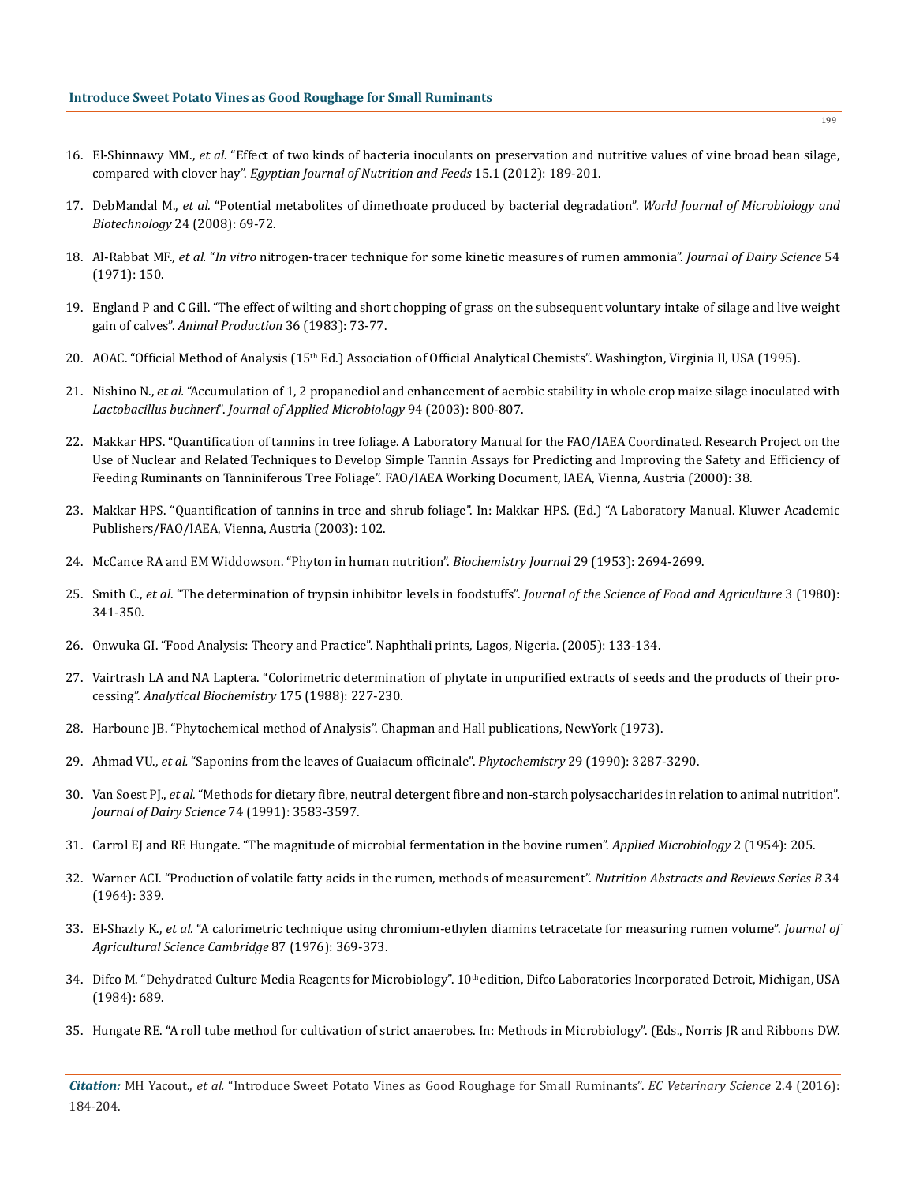16. El-Shinnawy MM., *et al.* "Effect of two kinds of bacteria inoculants on preservation and nutritive values of vine broad bean silage, compared with clover hay". *Egyptian Journal of Nutrition and Feeds* 15.1 (2012): 189-201.
17. DebMandal M., *et al.* "Potential metabolites of dimethoate produced by bacterial degradation". *World Journal of Microbiology and Biotechnology* 24 (2008): 69-72.
18. Al-Rabbat MF., *et al.* "*In vitro* nitrogen-tracer technique for some kinetic measures of rumen ammonia". *Journal of Dairy Science* 54 (1971): 150.
19. England P and C Gill. "The effect of wilting and short chopping of grass on the subsequent voluntary intake of silage and live weight gain of calves". *Animal Production* 36 (1983): 73-77.
20. AOAC. "Official Method of Analysis (15th Ed.) Association of Official Analytical Chemists". Washington, Virginia Il, USA (1995).
21. Nishino N., *et al.* "Accumulation of 1, 2 propanediol and enhancement of aerobic stability in whole crop maize silage inoculated with *Lactobacillus buchneri*". *Journal of Applied Microbiology* 94 (2003): 800-807.
22. Makkar HPS. "Quantification of tannins in tree foliage. A Laboratory Manual for the FAO/IAEA Coordinated. Research Project on the Use of Nuclear and Related Techniques to Develop Simple Tannin Assays for Predicting and Improving the Safety and Efficiency of Feeding Ruminants on Tanniniferous Tree Foliage". FAO/IAEA Working Document, IAEA, Vienna, Austria (2000): 38.
23. Makkar HPS. "Quantification of tannins in tree and shrub foliage". In: Makkar HPS. (Ed.) "A Laboratory Manual. Kluwer Academic Publishers/FAO/IAEA, Vienna, Austria (2003): 102.
24. McCance RA and EM Widdowson. "Phyton in human nutrition". *Biochemistry Journal* 29 (1953): 2694-2699.
25. Smith C., *et al.* "The determination of trypsin inhibitor levels in foodstuffs". *Journal of the Science of Food and Agriculture* 3 (1980): 341-350.
26. Onwuka GI. "Food Analysis: Theory and Practice". Naphthali prints, Lagos, Nigeria. (2005): 133-134.
27. Vairtrash LA and NA Laptera. "Colorimetric determination of phytate in unpurified extracts of seeds and the products of their processing". *Analytical Biochemistry* 175 (1988): 227-230.
28. Harboune JB. "Phytochemical method of Analysis". Chapman and Hall publications, NewYork (1973).
29. Ahmad VU., *et al.* "Saponins from the leaves of Guaiacum officinale". *Phytochemistry* 29 (1990): 3287-3290.
30. Van Soest PJ., *et al.* "Methods for dietary fibre, neutral detergent fibre and non-starch polysaccharides in relation to animal nutrition". *Journal of Dairy Science* 74 (1991): 3583-3597.
31. Carrol EJ and RE Hungate. "The magnitude of microbial fermentation in the bovine rumen". *Applied Microbiology* 2 (1954): 205.
32. Warner ACI. "Production of volatile fatty acids in the rumen, methods of measurement". *Nutrition Abstracts and Reviews Series B* 34 (1964): 339.
33. El-Shazly K., *et al.* "A calorimetric technique using chromium-ethylen diamins tetracetate for measuring rumen volume". *Journal of Agricultural Science Cambridge* 87 (1976): 369-373.
34. Difco M. "Dehydrated Culture Media Reagents for Microbiology". 10th edition, Difco Laboratories Incorporated Detroit, Michigan, USA (1984): 689.
35. Hungate RE. "A roll tube method for cultivation of strict anaerobes. In: Methods in Microbiology". (Eds., Norris JR and Ribbons DW.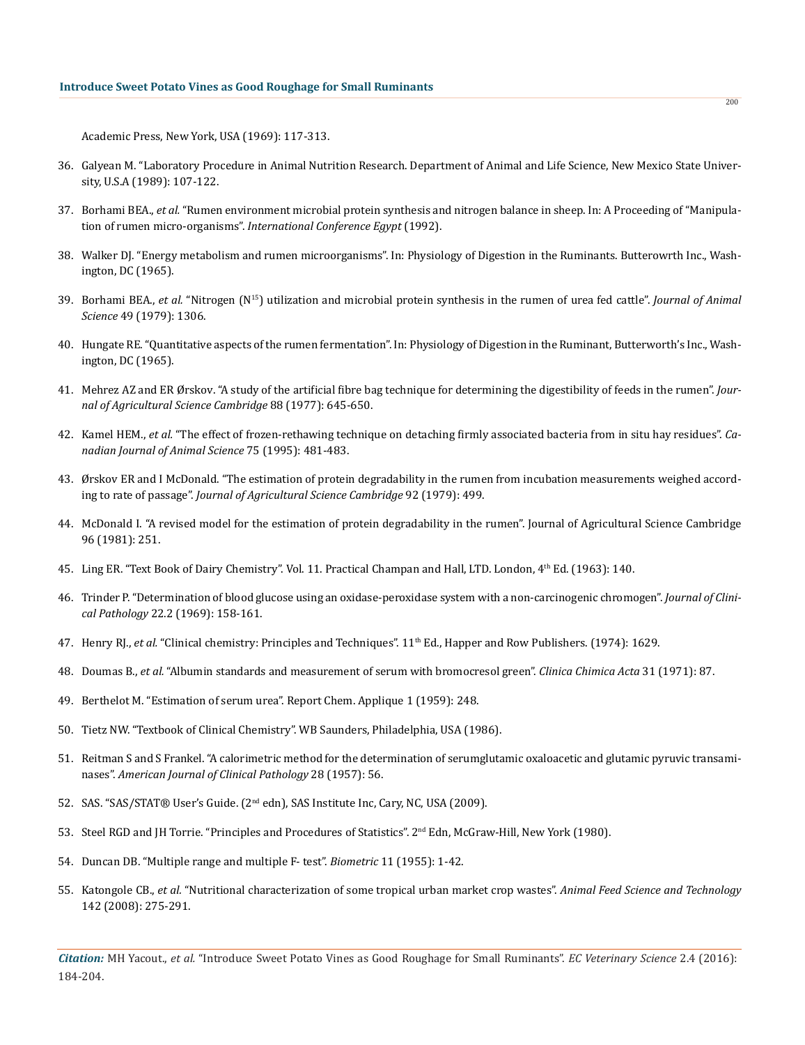Academic Press, New York, USA (1969): 117-313.

36. Galyean M. "Laboratory Procedure in Animal Nutrition Research. Department of Animal and Life Science, New Mexico State University, U.S.A (1989): 107-122.

37. Borhami BEA., *et al.* "Rumen environment microbial protein synthesis and nitrogen balance in sheep. In: A Proceeding of "Manipulation of rumen micro-organisms". *International Conference Egypt* (1992).

38. Walker DJ. "Energy metabolism and rumen microorganisms". In: Physiology of Digestion in the Ruminants. Butterowrth Inc., Washington, DC (1965).

39. Borhami BEA., *et al.* "Nitrogen ($N^{15}$) utilization and microbial protein synthesis in the rumen of urea fed cattle". *Journal of Animal Science* 49 (1979): 1306.

40. Hungate RE. "Quantitative aspects of the rumen fermentation". In: Physiology of Digestion in the Ruminant, Butterworth's Inc., Washington, DC (1965).

41. Mehrez AZ and ER Ørskov. "A study of the artificial fibre bag technique for determining the digestibility of feeds in the rumen". *Journal of Agricultural Science Cambridge* 88 (1977): 645-650.

42. Kamel HEM., *et al.* "The effect of frozen-rethawing technique on detaching firmly associated bacteria from in situ hay residues". *Canadian Journal of Animal Science* 75 (1995): 481-483.

43. Ørskov ER and I McDonald. "The estimation of protein degradability in the rumen from incubation measurements weighed according to rate of passage". *Journal of Agricultural Science Cambridge* 92 (1979): 499.

44. McDonald I. "A revised model for the estimation of protein degradability in the rumen". Journal of Agricultural Science Cambridge 96 (1981): 251.

45. Ling ER. "Text Book of Dairy Chemistry". Vol. 11. Practical Champan and Hall, LTD. London, 4th Ed. (1963): 140.

46. Trinder P. "Determination of blood glucose using an oxidase-peroxidase system with a non-carcinogenic chromogen". *Journal of Clinical Pathology* 22.2 (1969): 158-161.

47. Henry RJ., *et al.* "Clinical chemistry: Principles and Techniques". 11th Ed., Happer and Row Publishers. (1974): 1629.

48. Doumas B., *et al.* "Albumin standards and measurement of serum with bromocresol green". *Clinica Chimica Acta* 31 (1971): 87.

49. Berthelot M. "Estimation of serum urea". Report Chem. Applique 1 (1959): 248.

50. Tietz NW. "Textbook of Clinical Chemistry". WB Saunders, Philadelphia, USA (1986).

51. Reitman S and S Frankel. "A calorimetric method for the determination of serumglutamic oxaloacetic and glutamic pyruvic transaminases". *American Journal of Clinical Pathology* 28 (1957): 56.

52. SAS. "SAS/STAT® User's Guide. (2nd edn), SAS Institute Inc, Cary, NC, USA (2009).

53. Steel RGD and JH Torrie. "Principles and Procedures of Statistics". 2nd Edn, McGraw-Hill, New York (1980).

54. Duncan DB. "Multiple range and multiple F- test". *Biometric* 11 (1955): 1-42.

55. Katongole CB., *et al.* "Nutritional characterization of some tropical urban market crop wastes". *Animal Feed Science and Technology* 142 (2008): 275-291.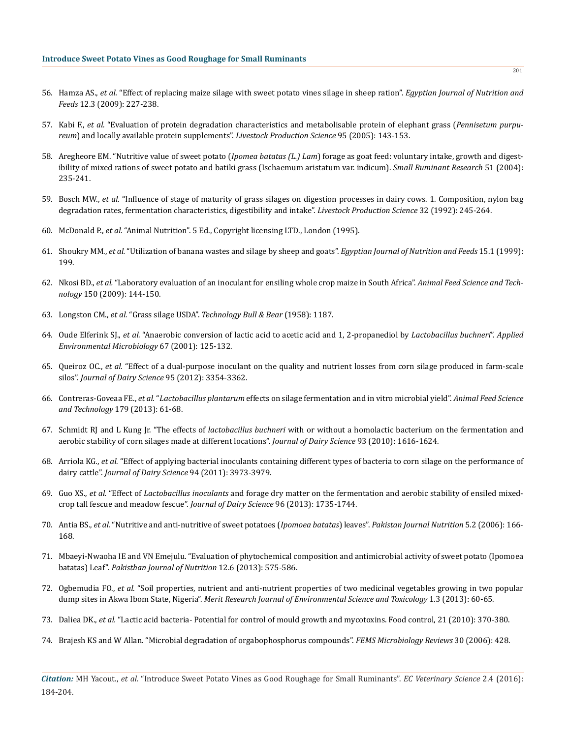56. Hamza AS., *et al.* "Effect of replacing maize silage with sweet potato vines silage in sheep ration". *Egyptian Journal of Nutrition and Feeds* 12.3 (2009): 227-238.

57. Kabi F., *et al.* "Evaluation of protein degradation characteristics and metabolisable protein of elephant grass (*Pennisetum purpureum*) and locally available protein supplements". *Livestock Production Science* 95 (2005): 143-153.

58. Aregheore EM. "Nutritive value of sweet potato (*Ipomea batatas (L.) Lam*) forage as goat feed: voluntary intake, growth and digestibility of mixed rations of sweet potato and batiki grass (Ischaemum aristatum var. indicum). *Small Ruminant Research* 51 (2004): 235-241.

59. Bosch MW., *et al.* "Influence of stage of maturity of grass silages on digestion processes in dairy cows. 1. Composition, nylon bag degradation rates, fermentation characteristics, digestibility and intake". *Livestock Production Science* 32 (1992): 245-264.

60. McDonald P., *et al.* "Animal Nutrition". 5 Ed., Copyright licensing LTD., London (1995).

61. Shoukry MM., *et al.* "Utilization of banana wastes and silage by sheep and goats". *Egyptian Journal of Nutrition and Feeds* 15.1 (1999): 199.

62. Nkosi BD., *et al.* "Laboratory evaluation of an inoculant for ensiling whole crop maize in South Africa". *Animal Feed Science and Technology* 150 (2009): 144-150.

63. Longston CM., *et al.* "Grass silage USDA". *Technology Bull & Bear* (1958): 1187.

64. Oude Elferink SJ., *et al.* "Anaerobic conversion of lactic acid to acetic acid and 1, 2-propanediol by *Lactobacillus buchneri*". *Applied Environmental Microbiology* 67 (2001): 125-132.

65. Queiroz OC., *et al.* "Effect of a dual-purpose inoculant on the quality and nutrient losses from corn silage produced in farm-scale silos". *Journal of Dairy Science* 95 (2012): 3354-3362.

66. Contreras-Goveaa FE., *et al.* "*Lactobacillus plantarum* effects on silage fermentation and in vitro microbial yield". *Animal Feed Science and Technology* 179 (2013): 61-68.

67. Schmidt RJ and L Kung Jr. "The effects of *lactobacillus buchneri* with or without a homolactic bacterium on the fermentation and aerobic stability of corn silages made at different locations". *Journal of Dairy Science* 93 (2010): 1616-1624.

68. Arriola KG., *et al.* "Effect of applying bacterial inoculants containing different types of bacteria to corn silage on the performance of dairy cattle". *Journal of Dairy Science* 94 (2011): 3973-3979.

69. Guo XS., *et al.* "Effect of *Lactobacillus inoculants* and forage dry matter on the fermentation and aerobic stability of ensiled mixed-crop tall fescue and meadow fescue". *Journal of Dairy Science* 96 (2013): 1735-1744.

70. Antia BS., *et al.* "Nutritive and anti-nutritive of sweet potatoes (*Ipomoea batatas*) leaves". *Pakistan Journal Nutrition* 5.2 (2006): 166-168.

71. Mbaeyi-Nwaoha IE and VN Emejulu. "Evaluation of phytochemical composition and antimicrobial activity of sweet potato (Ipomoea batatas) Leaf". *Pakisthan Journal of Nutrition* 12.6 (2013): 575-586.

72. Ogbemudia FO., *et al.* "Soil properties, nutrient and anti-nutrient properties of two medicinal vegetables growing in two popular dump sites in Akwa Ibom State, Nigeria". *Merit Research Journal of Environmental Science and Toxicology* 1.3 (2013): 60-65.

73. Daliea DK., *et al.* "Lactic acid bacteria- Potential for control of mould growth and mycotoxins. Food control, 21 (2010): 370-380.

74. Brajesh KS and W Allan. "Microbial degradation of orgabophosphorus compounds". *FEMS Microbiology Reviews* 30 (2006): 428.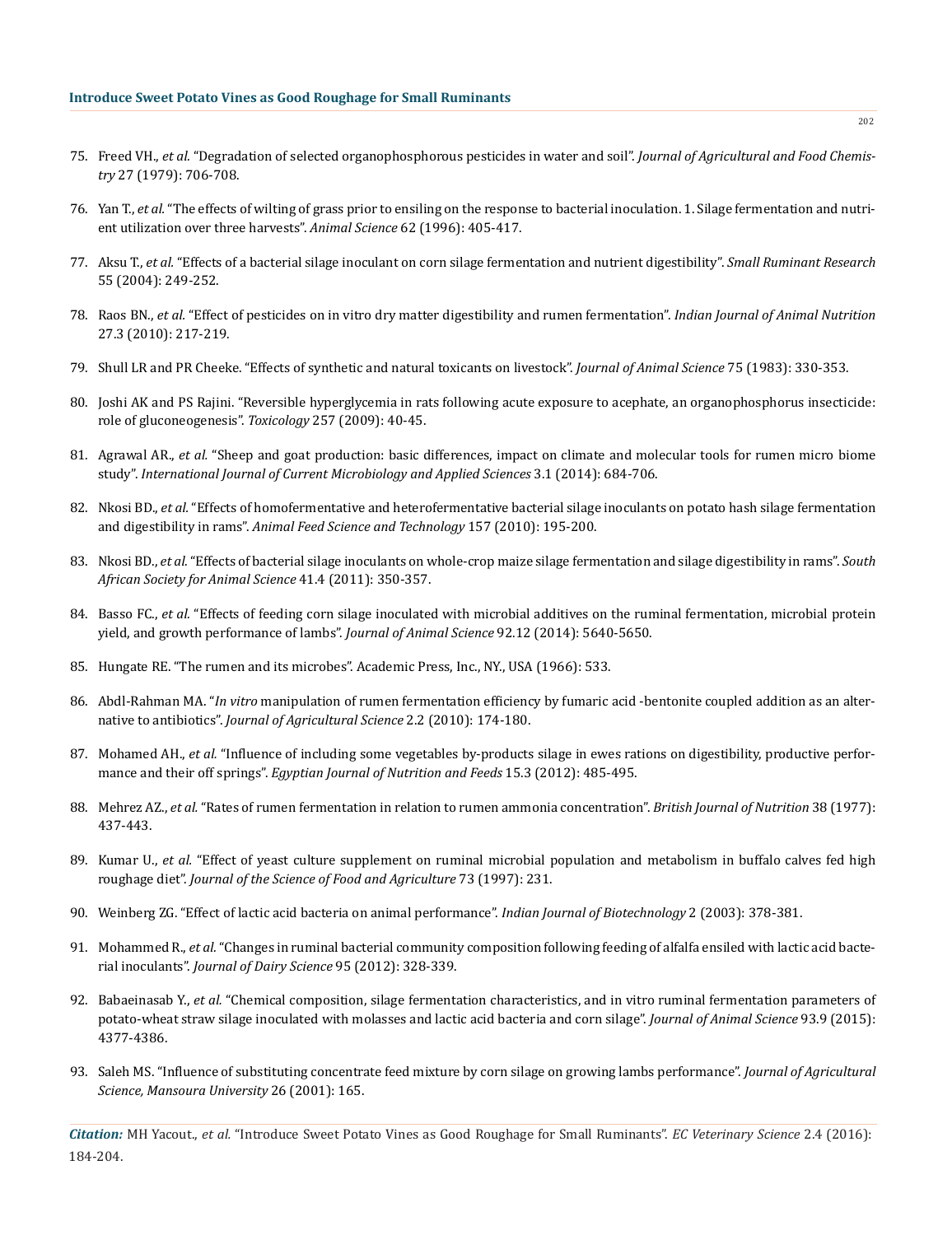75. Freed VH., *et al.* “Degradation of selected organophosphorous pesticides in water and soil”. *Journal of Agricultural and Food Chemistry* 27 (1979): 706-708.

76. Yan T., *et al.* “The effects of wilting of grass prior to ensiling on the response to bacterial inoculation. 1. Silage fermentation and nutrient utilization over three harvests”. *Animal Science* 62 (1996): 405-417.

77. Aksu T., *et al.* “Effects of a bacterial silage inoculant on corn silage fermentation and nutrient digestibility”. *Small Ruminant Research* 55 (2004): 249-252.

78. Raos BN., *et al.* “Effect of pesticides on in vitro dry matter digestibility and rumen fermentation”. *Indian Journal of Animal Nutrition* 27.3 (2010): 217-219.

79. Shull LR and PR Cheeke. “Effects of synthetic and natural toxicants on livestock”. *Journal of Animal Science* 75 (1983): 330-353.

80. Joshi AK and PS Rajini. “Reversible hyperglycemia in rats following acute exposure to acephate, an organophosphorus insecticide: role of gluconeogenesis”. *Toxicology* 257 (2009): 40-45.

81. Agrawal AR., *et al.* “Sheep and goat production: basic differences, impact on climate and molecular tools for rumen micro biome study”. *International Journal of Current Microbiology and Applied Sciences* 3.1 (2014): 684-706.

82. Nkosi BD., *et al.* “Effects of homofermentative and heterofermentative bacterial silage inoculants on potato hash silage fermentation and digestibility in rams”. *Animal Feed Science and Technology* 157 (2010): 195-200.

83. Nkosi BD., *et al.* “Effects of bacterial silage inoculants on whole-crop maize silage fermentation and silage digestibility in rams”. *South African Society for Animal Science* 41.4 (2011): 350-357.

84. Basso FC., *et al.* “Effects of feeding corn silage inoculated with microbial additives on the ruminal fermentation, microbial protein yield, and growth performance of lambs”. *Journal of Animal Science* 92.12 (2014): 5640-5650.

85. Hungate RE. “The rumen and its microbes”. Academic Press, Inc., NY., USA (1966): 533.

86. Abdl-Rahman MA. “*In vitro* manipulation of rumen fermentation efficiency by fumaric acid -bentonite coupled addition as an alternative to antibiotics”. *Journal of Agricultural Science* 2.2 (2010): 174-180.

87. Mohamed AH., *et al.* “Influence of including some vegetables by-products silage in ewes rations on digestibility, productive performance and their off springs”. *Egyptian Journal of Nutrition and Feeds* 15.3 (2012): 485-495.

88. Mehrez AZ., *et al.* “Rates of rumen fermentation in relation to rumen ammonia concentration”. *British Journal of Nutrition* 38 (1977): 437-443.

89. Kumar U., *et al.* “Effect of yeast culture supplement on ruminal microbial population and metabolism in buffalo calves fed high roughage diet”. *Journal of the Science of Food and Agriculture* 73 (1997): 231.

90. Weinberg ZG. “Effect of lactic acid bacteria on animal performance”. *Indian Journal of Biotechnology* 2 (2003): 378-381.

91. Mohammed R., *et al.* “Changes in ruminal bacterial community composition following feeding of alfalfa ensiled with lactic acid bacterial inoculants”. *Journal of Dairy Science* 95 (2012): 328-339.

92. Babaeinasab Y., *et al.* “Chemical composition, silage fermentation characteristics, and in vitro ruminal fermentation parameters of potato-wheat straw silage inoculated with molasses and lactic acid bacteria and corn silage”. *Journal of Animal Science* 93.9 (2015): 4377-4386.

93. Saleh MS. “Influence of substituting concentrate feed mixture by corn silage on growing lambs performance”. *Journal of Agricultural Science, Mansoura University* 26 (2001): 165.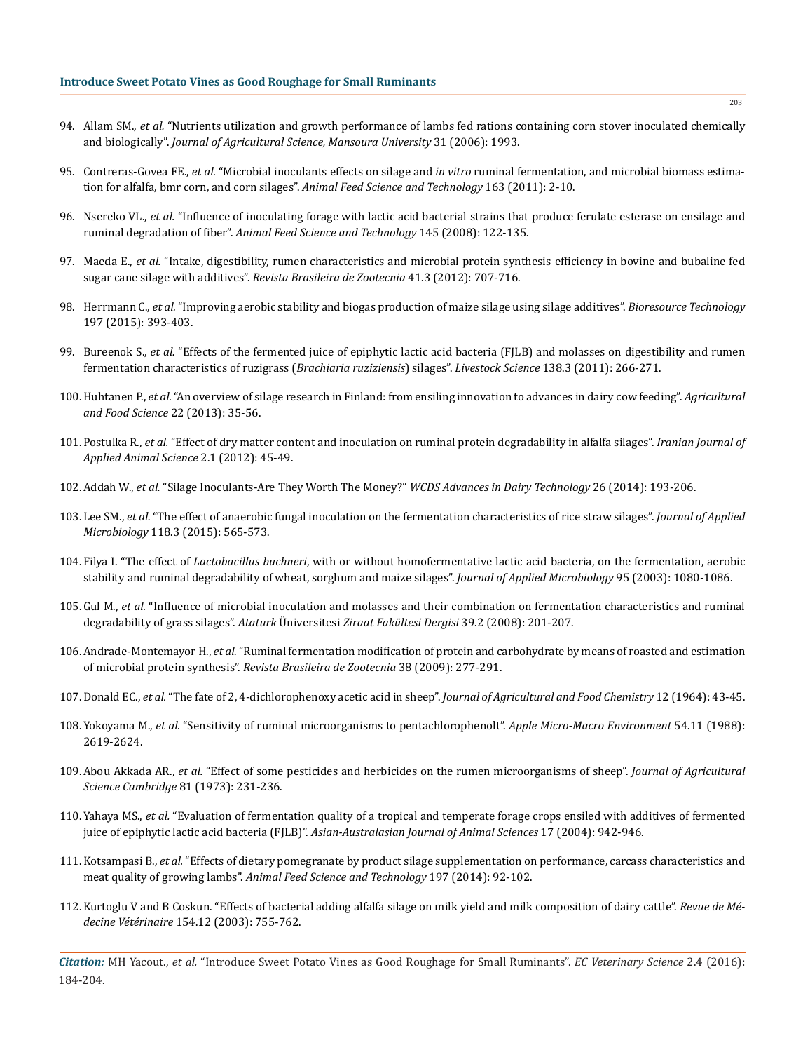94. Allam SM., *et al.* "Nutrients utilization and growth performance of lambs fed rations containing corn stover inoculated chemically and biologically". *Journal of Agricultural Science, Mansoura University* 31 (2006): 1993.

95. Contreras-Govea FE., *et al.* "Microbial inoculants effects on silage and *in vitro* ruminal fermentation, and microbial biomass estimation for alfalfa, bmr corn, and corn silages". *Animal Feed Science and Technology* 163 (2011): 2-10.

96. Nsereko VL., *et al.* "Influence of inoculating forage with lactic acid bacterial strains that produce ferulate esterase on ensilage and ruminal degradation of fiber". *Animal Feed Science and Technology* 145 (2008): 122-135.

97. Maeda E., *et al.* "Intake, digestibility, rumen characteristics and microbial protein synthesis efficiency in bovine and bubaline fed sugar cane silage with additives". *Revista Brasileira de Zootecnia* 41.3 (2012): 707-716.

98. Herrmann C., *et al.* "Improving aerobic stability and biogas production of maize silage using silage additives". *Bioresource Technology* 197 (2015): 393-403.

99. Bureenok S., *et al.* "Effects of the fermented juice of epiphytic lactic acid bacteria (FJLB) and molasses on digestibility and rumen fermentation characteristics of ruzigrass (*Brachiaria ruziziensis*) silages". *Livestock Science* 138.3 (2011): 266-271.

100. Huhtanen P., *et al.* "An overview of silage research in Finland: from ensiling innovation to advances in dairy cow feeding". *Agricultural and Food Science* 22 (2013): 35-56.

101. Postulka R., *et al.* "Effect of dry matter content and inoculation on ruminal protein degradability in alfalfa silages". *Iranian Journal of Applied Animal Science* 2.1 (2012): 45-49.

102. Addah W., *et al.* "Silage Inoculants-Are They Worth The Money?" *WCDS Advances in Dairy Technology* 26 (2014): 193-206.

103. Lee SM., *et al.* "The effect of anaerobic fungal inoculation on the fermentation characteristics of rice straw silages". *Journal of Applied Microbiology* 118.3 (2015): 565-573.

104. Filya I. "The effect of *Lactobacillus buchneri*, with or without homofermentative lactic acid bacteria, on the fermentation, aerobic stability and ruminal degradability of wheat, sorghum and maize silages". *Journal of Applied Microbiology* 95 (2003): 1080-1086.

105. Gul M., *et al.* "Influence of microbial inoculation and molasses and their combination on fermentation characteristics and ruminal degradability of grass silages". *Ataturk* Üniversitesi *Ziraat Fakültesi Dergisi* 39.2 (2008): 201-207.

106. Andrade-Montemayor H., *et al.* "Ruminal fermentation modification of protein and carbohydrate by means of roasted and estimation of microbial protein synthesis". *Revista Brasileira de Zootecnia* 38 (2009): 277-291.

107. Donald EC., *et al.* "The fate of 2, 4-dichlorophenoxy acetic acid in sheep". *Journal of Agricultural and Food Chemistry* 12 (1964): 43-45.

108. Yokoyama M., *et al.* "Sensitivity of ruminal microorganisms to pentachlorophenolt". *Apple Micro-Macro Environment* 54.11 (1988): 2619-2624.

109. Abou Akkada AR., *et al.* "Effect of some pesticides and herbicides on the rumen microorganisms of sheep". *Journal of Agricultural Science Cambridge* 81 (1973): 231-236.

110. Yahaya MS., *et al.* "Evaluation of fermentation quality of a tropical and temperate forage crops ensiled with additives of fermented juice of epiphytic lactic acid bacteria (FJLB)". *Asian-Australasian Journal of Animal Sciences* 17 (2004): 942-946.

111. Kotsampasi B., *et al.* "Effects of dietary pomegranate by product silage supplementation on performance, carcass characteristics and meat quality of growing lambs". *Animal Feed Science and Technology* 197 (2014): 92-102.

112. Kurtoglu V and B Coskun. "Effects of bacterial adding alfalfa silage on milk yield and milk composition of dairy cattle". *Revue de Médecine Vétérinaire* 154.12 (2003): 755-762.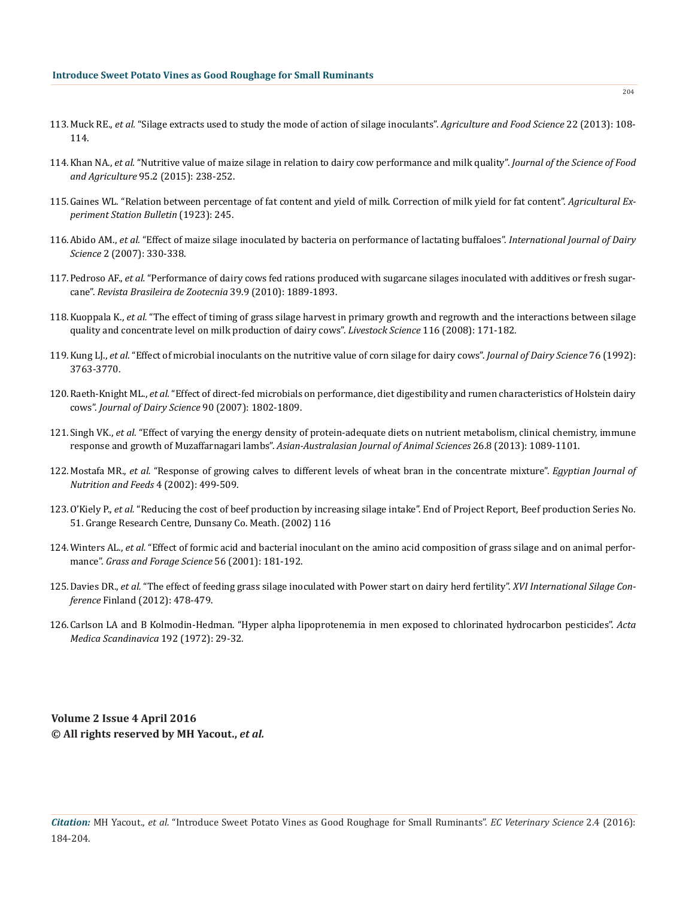113. Muck RE., *et al.* "Silage extracts used to study the mode of action of silage inoculants". *Agriculture and Food Science* 22 (2013): 108-114.

114. Khan NA., *et al.* "Nutritive value of maize silage in relation to dairy cow performance and milk quality". *Journal of the Science of Food and Agriculture* 95.2 (2015): 238-252.

115. Gaines WL. "Relation between percentage of fat content and yield of milk. Correction of milk yield for fat content". *Agricultural Experiment Station Bulletin* (1923): 245.

116. Abido AM., *et al.* "Effect of maize silage inoculated by bacteria on performance of lactating buffaloes". *International Journal of Dairy Science* 2 (2007): 330-338.

117. Pedroso AF., *et al.* "Performance of dairy cows fed rations produced with sugarcane silages inoculated with additives or fresh sugarcane". *Revista Brasileira de Zootecnia* 39.9 (2010): 1889-1893.

118. Kuoppala K., *et al.* "The effect of timing of grass silage harvest in primary growth and regrowth and the interactions between silage quality and concentrate level on milk production of dairy cows". *Livestock Science* 116 (2008): 171-182.

119. Kung LJ., *et al.* "Effect of microbial inoculants on the nutritive value of corn silage for dairy cows". *Journal of Dairy Science* 76 (1992): 3763-3770.

120. Raeth-Knight ML., *et al.* "Effect of direct-fed microbials on performance, diet digestibility and rumen characteristics of Holstein dairy cows". *Journal of Dairy Science* 90 (2007): 1802-1809.

121. Singh VK., *et al.* "Effect of varying the energy density of protein-adequate diets on nutrient metabolism, clinical chemistry, immune response and growth of Muzaffarnagari lambs". *Asian-Australasian Journal of Animal Sciences* 26.8 (2013): 1089-1101.

122. Mostafa MR., *et al.* "Response of growing calves to different levels of wheat bran in the concentrate mixture". *Egyptian Journal of Nutrition and Feeds* 4 (2002): 499-509.

123. O'Kiely P., *et al.* "Reducing the cost of beef production by increasing silage intake". End of Project Report, Beef production Series No. 51. Grange Research Centre, Dunsany Co. Meath. (2002) 116

124. Winters AL., *et al.* "Effect of formic acid and bacterial inoculant on the amino acid composition of grass silage and on animal performance". *Grass and Forage Science* 56 (2001): 181-192.

125. Davies DR., *et al.* "The effect of feeding grass silage inoculated with Power start on dairy herd fertility". *XVI International Silage Conference* Finland (2012): 478-479.

126. Carlson LA and B Kolmodin-Hedman. "Hyper alpha lipoprotenemia in men exposed to chlorinated hydrocarbon pesticides". *Acta Medica Scandinavica* 192 (1972): 29-32.

**Volume 2 Issue 4 April 2016**
**© All rights reserved by MH Yacout., *et al.***